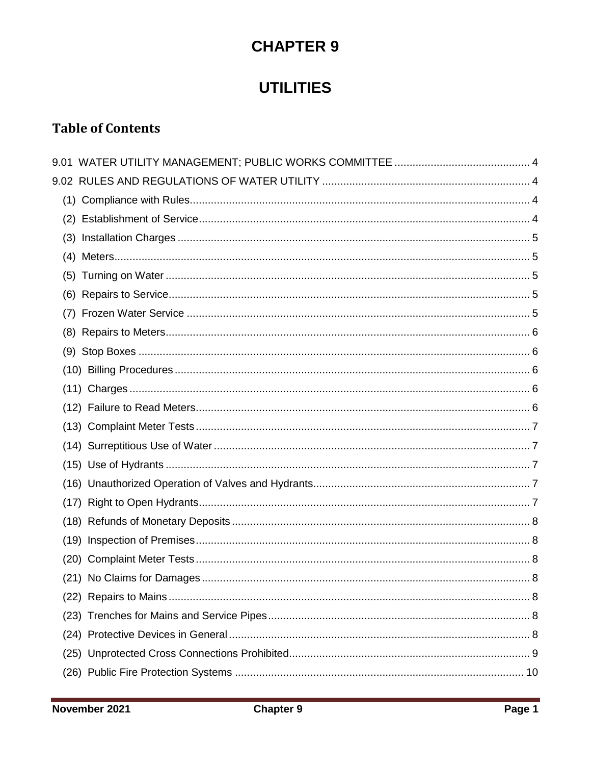# CHAPTER 9

# UTILITIES

## Table of Contents

9.01 WATER UTILITY MANAGEMENT; PUBLIC WORKS COMMITTEE ... 4

9.02 RULES AND REGULATIONS OF WATER UTILITY ... 4

- (1) Compliance with Rules ... 4
- (2) Establishment of Service ... 4
- (3) Installation Charges ... 5
- (4) Meters ... 5
- (5) Turning on Water ... 5
- (6) Repairs to Service ... 5
- (7) Frozen Water Service ... 5
- (8) Repairs to Meters ... 6
- (9) Stop Boxes ... 6
- (10) Billing Procedures ... 6
- (11) Charges ... 6
- (12) Failure to Read Meters ... 6
- (13) Complaint Meter Tests ... 7
- (14) Surreptitious Use of Water ... 7
- (15) Use of Hydrants ... 7
- (16) Unauthorized Operation of Valves and Hydrants ... 7
- (17) Right to Open Hydrants ... 7
- (18) Refunds of Monetary Deposits ... 8
- (19) Inspection of Premises ... 8
- (20) Complaint Meter Tests ... 8
- (21) No Claims for Damages ... 8
- (22) Repairs to Mains ... 8
- (23) Trenches for Mains and Service Pipes ... 8
- (24) Protective Devices in General ... 8
- (25) Unprotected Cross Connections Prohibited ... 9
- (26) Public Fire Protection Systems ... 10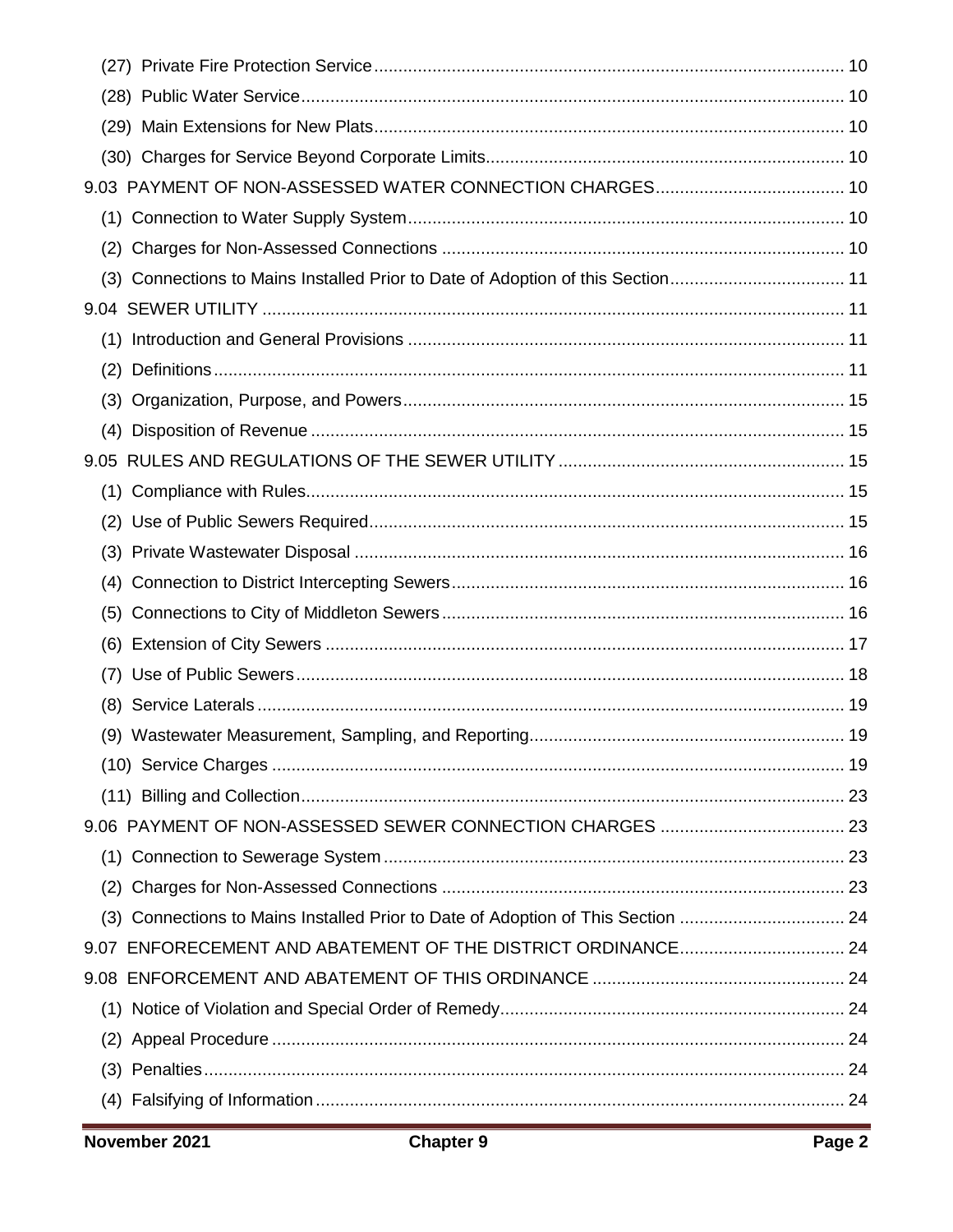(27) Private Fire Protection Service ................................................................................................ 10

(28) Public Water Service ................................................................................................................ 10

(29) Main Extensions for New Plats ................................................................................................ 10

(30) Charges for Service Beyond Corporate Limits ......................................................................... 10

9.03 PAYMENT OF NON-ASSESSED WATER CONNECTION CHARGES ....................................... 10

(1) Connection to Water Supply System ......................................................................................... 10

(2) Charges for Non-Assessed Connections .................................................................................. 10

(3) Connections to Mains Installed Prior to Date of Adoption of this Section .................................... 11

9.04 SEWER UTILITY ........................................................................................................................ 11

(1) Introduction and General Provisions ......................................................................................... 11

(2) Definitions ................................................................................................................................. 11

(3) Organization, Purpose, and Powers .......................................................................................... 15

(4) Disposition of Revenue ............................................................................................................. 15

9.05 RULES AND REGULATIONS OF THE SEWER UTILITY ........................................................... 15

(1) Compliance with Rules .............................................................................................................. 15

(2) Use of Public Sewers Required ................................................................................................. 15

(3) Private Wastewater Disposal ..................................................................................................... 16

(4) Connection to District Intercepting Sewers ................................................................................ 16

(5) Connections to City of Middleton Sewers .................................................................................. 16

(6) Extension of City Sewers ........................................................................................................... 17

(7) Use of Public Sewers ................................................................................................................. 18

(8) Service Laterals ......................................................................................................................... 19

(9) Wastewater Measurement, Sampling, and Reporting ................................................................ 19

(10) Service Charges ...................................................................................................................... 19

(11) Billing and Collection ................................................................................................................ 23

9.06 PAYMENT OF NON-ASSESSED SEWER CONNECTION CHARGES ...................................... 23

(1) Connection to Sewerage System ............................................................................................... 23

(2) Charges for Non-Assessed Connections .................................................................................. 23

(3) Connections to Mains Installed Prior to Date of Adoption of This Section .................................. 24

9.07 ENFORECEMENT AND ABATEMENT OF THE DISTRICT ORDINANCE .................................. 24

9.08 ENFORCEMENT AND ABATEMENT OF THIS ORDINANCE .................................................... 24

(1) Notice of Violation and Special Order of Remedy ....................................................................... 24

(2) Appeal Procedure ...................................................................................................................... 24

(3) Penalties .................................................................................................................................... 24

(4) Falsifying of Information ............................................................................................................ 24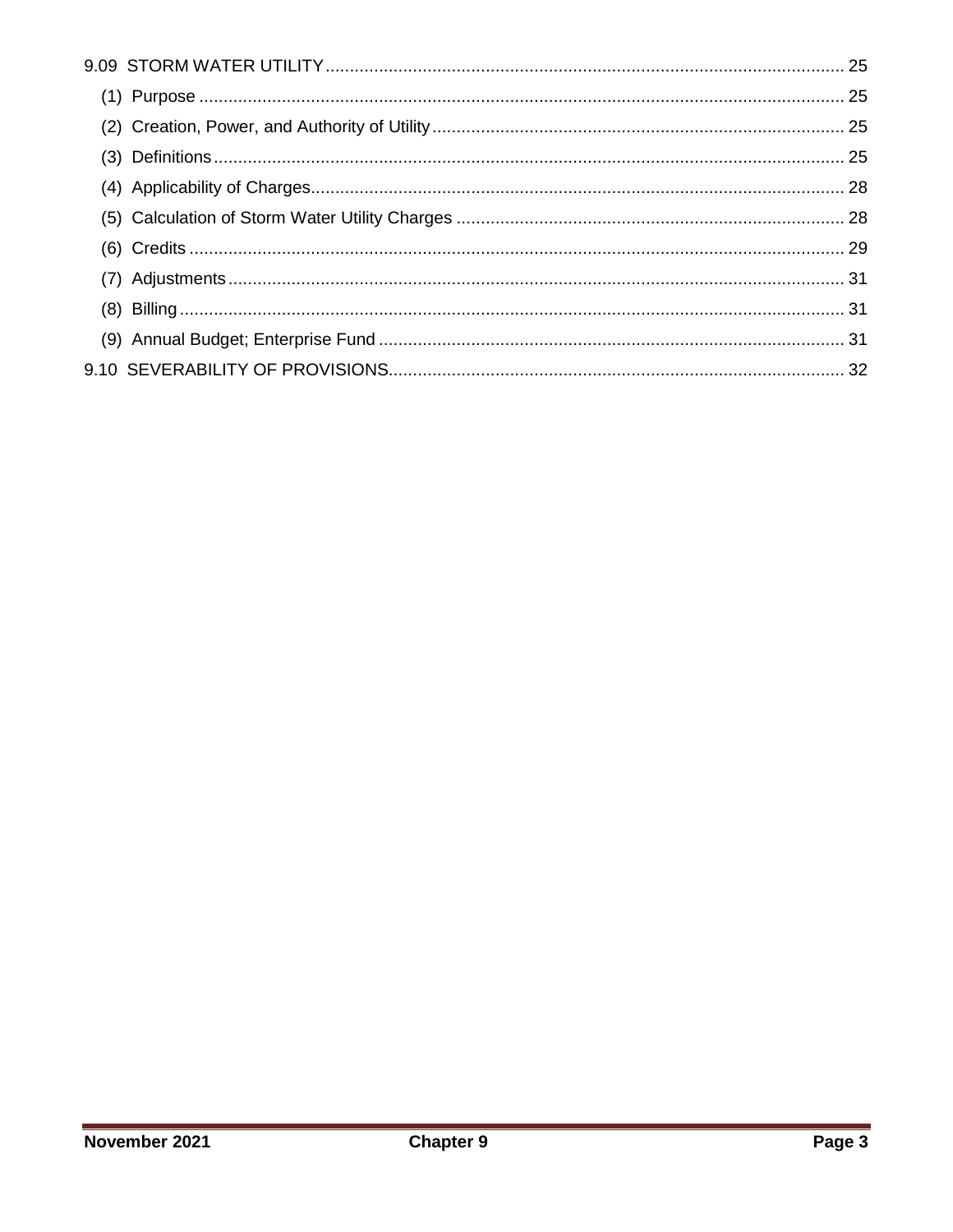9.09 STORM WATER UTILITY ........................................................................................................... 25

(1) Purpose ........................................................................................................................................ 25

(2) Creation, Power, and Authority of Utility ..................................................................................... 25

(3) Definitions ................................................................................................................................... 25

(4) Applicability of Charges ............................................................................................................... 28

(5) Calculation of Storm Water Utility Charges ................................................................................ 28

(6) Credits ......................................................................................................................................... 29

(7) Adjustments ................................................................................................................................ 31

(8) Billing ........................................................................................................................................... 31

(9) Annual Budget; Enterprise Fund ................................................................................................. 31

9.10 SEVERABILITY OF PROVISIONS .............................................................................................. 32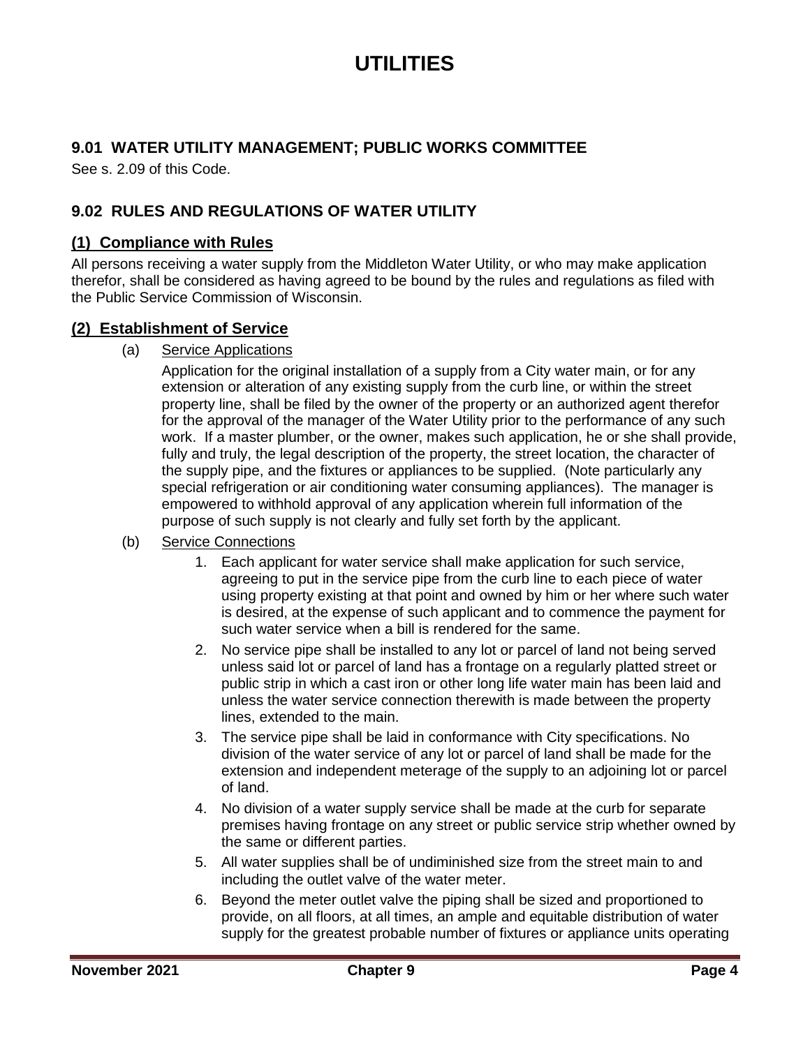# UTILITIES

## 9.01 WATER UTILITY MANAGEMENT; PUBLIC WORKS COMMITTEE

See s. 2.09 of this Code.

## 9.02 RULES AND REGULATIONS OF WATER UTILITY

### (1) Compliance with Rules

All persons receiving a water supply from the Middleton Water Utility, or who may make application therefor, shall be considered as having agreed to be bound by the rules and regulations as filed with the Public Service Commission of Wisconsin.

### (2) Establishment of Service

(a) Service Applications

Application for the original installation of a supply from a City water main, or for any extension or alteration of any existing supply from the curb line, or within the street property line, shall be filed by the owner of the property or an authorized agent therefor for the approval of the manager of the Water Utility prior to the performance of any such work. If a master plumber, or the owner, makes such application, he or she shall provide, fully and truly, the legal description of the property, the street location, the character of the supply pipe, and the fixtures or appliances to be supplied. (Note particularly any special refrigeration or air conditioning water consuming appliances). The manager is empowered to withhold approval of any application wherein full information of the purpose of such supply is not clearly and fully set forth by the applicant.

(b) Service Connections

1. Each applicant for water service shall make application for such service, agreeing to put in the service pipe from the curb line to each piece of water using property existing at that point and owned by him or her where such water is desired, at the expense of such applicant and to commence the payment for such water service when a bill is rendered for the same.
2. No service pipe shall be installed to any lot or parcel of land not being served unless said lot or parcel of land has a frontage on a regularly platted street or public strip in which a cast iron or other long life water main has been laid and unless the water service connection therewith is made between the property lines, extended to the main.
3. The service pipe shall be laid in conformance with City specifications. No division of the water service of any lot or parcel of land shall be made for the extension and independent meterage of the supply to an adjoining lot or parcel of land.
4. No division of a water supply service shall be made at the curb for separate premises having frontage on any street or public service strip whether owned by the same or different parties.
5. All water supplies shall be of undiminished size from the street main to and including the outlet valve of the water meter.
6. Beyond the meter outlet valve the piping shall be sized and proportioned to provide, on all floors, at all times, an ample and equitable distribution of water supply for the greatest probable number of fixtures or appliance units operating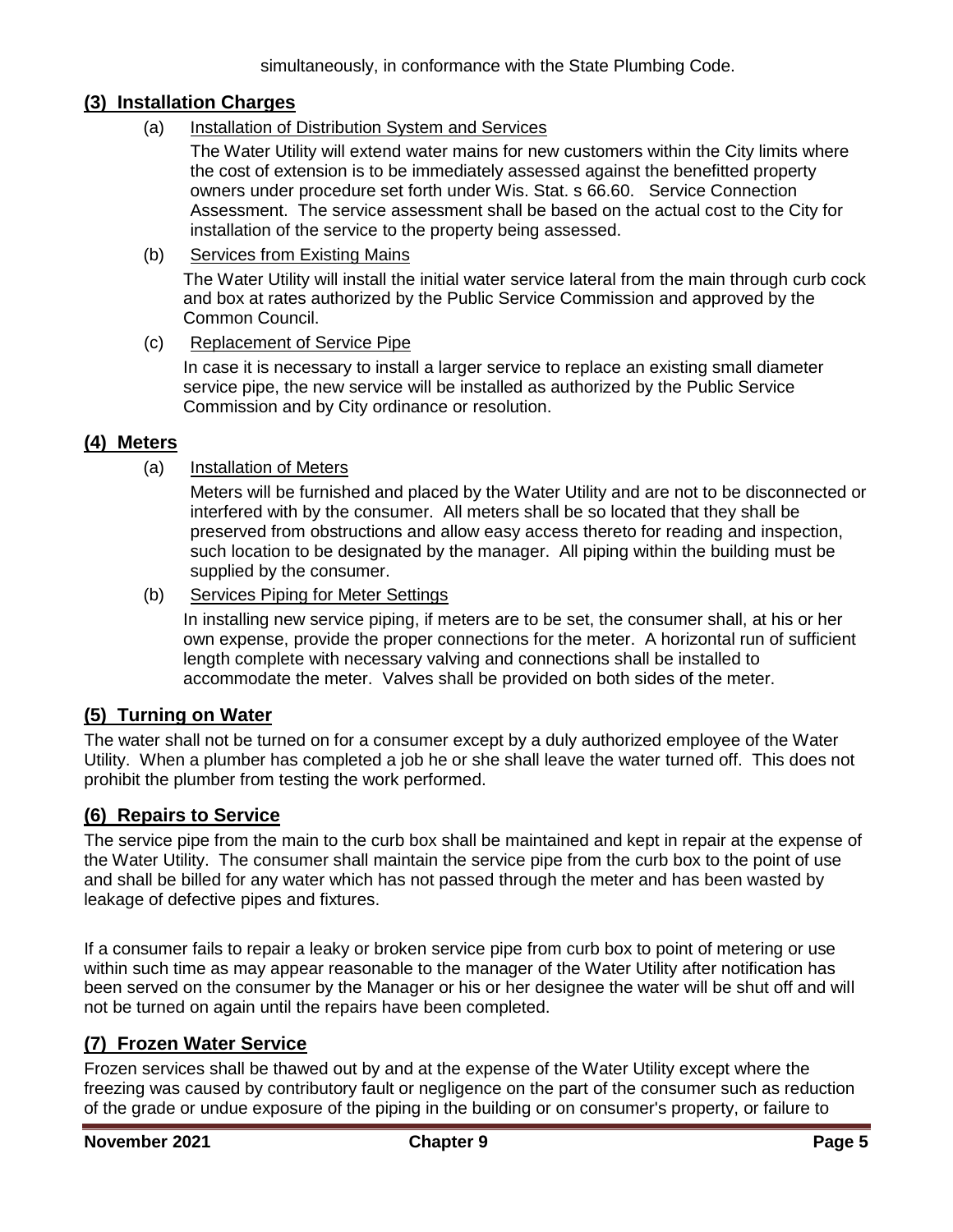simultaneously, in conformance with the State Plumbing Code.

## (3) Installation Charges

(a) Installation of Distribution System and Services

The Water Utility will extend water mains for new customers within the City limits where the cost of extension is to be immediately assessed against the benefitted property owners under procedure set forth under Wis. Stat. s 66.60. Service Connection Assessment. The service assessment shall be based on the actual cost to the City for installation of the service to the property being assessed.

(b) Services from Existing Mains

The Water Utility will install the initial water service lateral from the main through curb cock and box at rates authorized by the Public Service Commission and approved by the Common Council.

(c) Replacement of Service Pipe

In case it is necessary to install a larger service to replace an existing small diameter service pipe, the new service will be installed as authorized by the Public Service Commission and by City ordinance or resolution.

## (4) Meters

(a) Installation of Meters

Meters will be furnished and placed by the Water Utility and are not to be disconnected or interfered with by the consumer. All meters shall be so located that they shall be preserved from obstructions and allow easy access thereto for reading and inspection, such location to be designated by the manager. All piping within the building must be supplied by the consumer.

(b) Services Piping for Meter Settings

In installing new service piping, if meters are to be set, the consumer shall, at his or her own expense, provide the proper connections for the meter. A horizontal run of sufficient length complete with necessary valving and connections shall be installed to accommodate the meter. Valves shall be provided on both sides of the meter.

## (5) Turning on Water

The water shall not be turned on for a consumer except by a duly authorized employee of the Water Utility. When a plumber has completed a job he or she shall leave the water turned off. This does not prohibit the plumber from testing the work performed.

## (6) Repairs to Service

The service pipe from the main to the curb box shall be maintained and kept in repair at the expense of the Water Utility. The consumer shall maintain the service pipe from the curb box to the point of use and shall be billed for any water which has not passed through the meter and has been wasted by leakage of defective pipes and fixtures.

If a consumer fails to repair a leaky or broken service pipe from curb box to point of metering or use within such time as may appear reasonable to the manager of the Water Utility after notification has been served on the consumer by the Manager or his or her designee the water will be shut off and will not be turned on again until the repairs have been completed.

## (7) Frozen Water Service

Frozen services shall be thawed out by and at the expense of the Water Utility except where the freezing was caused by contributory fault or negligence on the part of the consumer such as reduction of the grade or undue exposure of the piping in the building or on consumer's property, or failure to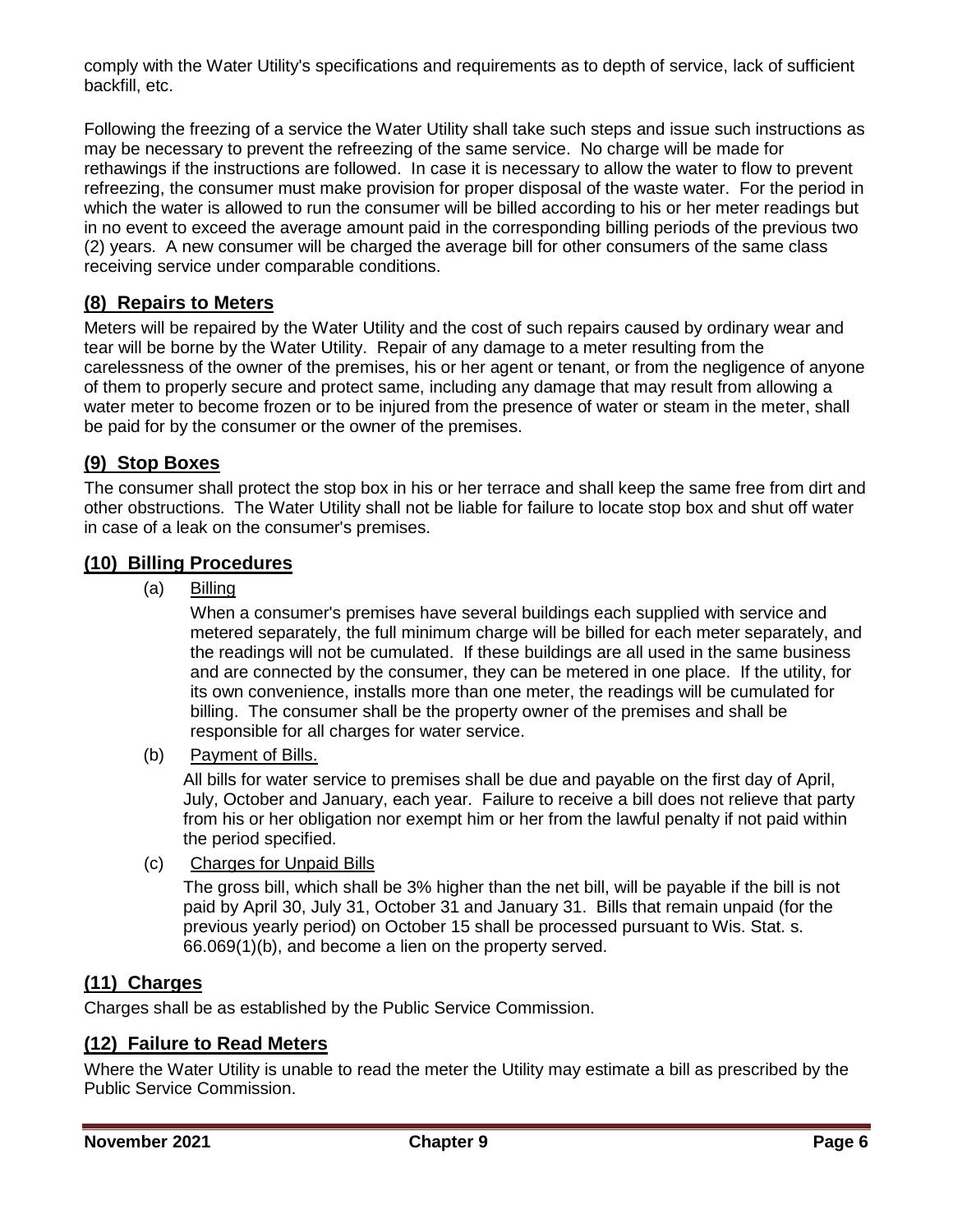comply with the Water Utility's specifications and requirements as to depth of service, lack of sufficient backfill, etc.

Following the freezing of a service the Water Utility shall take such steps and issue such instructions as may be necessary to prevent the refreezing of the same service. No charge will be made for rethawings if the instructions are followed. In case it is necessary to allow the water to flow to prevent refreezing, the consumer must make provision for proper disposal of the waste water. For the period in which the water is allowed to run the consumer will be billed according to his or her meter readings but in no event to exceed the average amount paid in the corresponding billing periods of the previous two (2) years. A new consumer will be charged the average bill for other consumers of the same class receiving service under comparable conditions.

## (8) Repairs to Meters

Meters will be repaired by the Water Utility and the cost of such repairs caused by ordinary wear and tear will be borne by the Water Utility. Repair of any damage to a meter resulting from the carelessness of the owner of the premises, his or her agent or tenant, or from the negligence of anyone of them to properly secure and protect same, including any damage that may result from allowing a water meter to become frozen or to be injured from the presence of water or steam in the meter, shall be paid for by the consumer or the owner of the premises.

## (9) Stop Boxes

The consumer shall protect the stop box in his or her terrace and shall keep the same free from dirt and other obstructions. The Water Utility shall not be liable for failure to locate stop box and shut off water in case of a leak on the consumer's premises.

## (10) Billing Procedures

(a) Billing

When a consumer's premises have several buildings each supplied with service and metered separately, the full minimum charge will be billed for each meter separately, and the readings will not be cumulated. If these buildings are all used in the same business and are connected by the consumer, they can be metered in one place. If the utility, for its own convenience, installs more than one meter, the readings will be cumulated for billing. The consumer shall be the property owner of the premises and shall be responsible for all charges for water service.

(b) Payment of Bills.

All bills for water service to premises shall be due and payable on the first day of April, July, October and January, each year. Failure to receive a bill does not relieve that party from his or her obligation nor exempt him or her from the lawful penalty if not paid within the period specified.

(c) Charges for Unpaid Bills

The gross bill, which shall be 3% higher than the net bill, will be payable if the bill is not paid by April 30, July 31, October 31 and January 31. Bills that remain unpaid (for the previous yearly period) on October 15 shall be processed pursuant to Wis. Stat. s. 66.069(1)(b), and become a lien on the property served.

## (11) Charges

Charges shall be as established by the Public Service Commission.

## (12) Failure to Read Meters

Where the Water Utility is unable to read the meter the Utility may estimate a bill as prescribed by the Public Service Commission.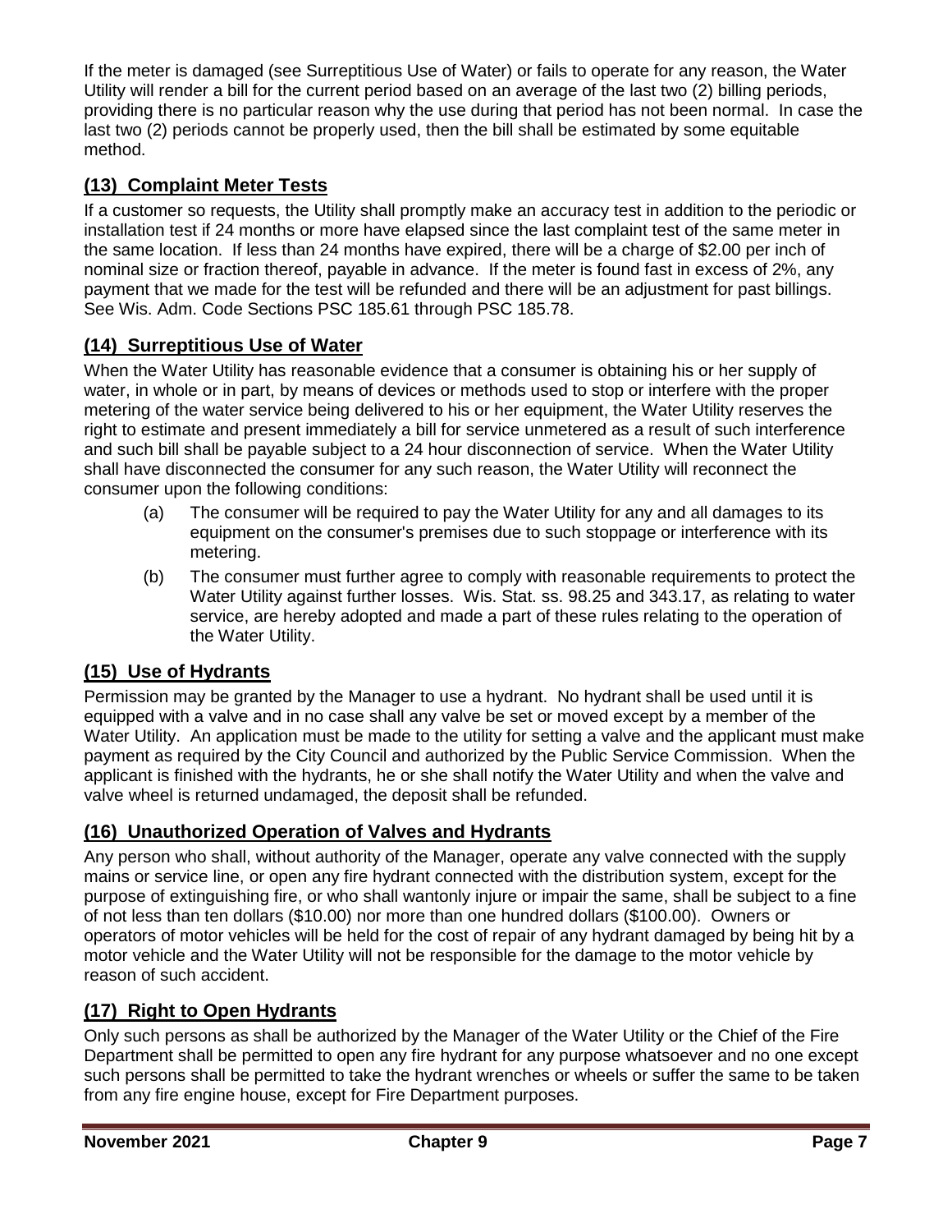If the meter is damaged (see Surreptitious Use of Water) or fails to operate for any reason, the Water Utility will render a bill for the current period based on an average of the last two (2) billing periods, providing there is no particular reason why the use during that period has not been normal. In case the last two (2) periods cannot be properly used, then the bill shall be estimated by some equitable method.

## (13) Complaint Meter Tests

If a customer so requests, the Utility shall promptly make an accuracy test in addition to the periodic or installation test if 24 months or more have elapsed since the last complaint test of the same meter in the same location. If less than 24 months have expired, there will be a charge of $2.00 per inch of nominal size or fraction thereof, payable in advance. If the meter is found fast in excess of 2%, any payment that we made for the test will be refunded and there will be an adjustment for past billings. See Wis. Adm. Code Sections PSC 185.61 through PSC 185.78.

## (14) Surreptitious Use of Water

When the Water Utility has reasonable evidence that a consumer is obtaining his or her supply of water, in whole or in part, by means of devices or methods used to stop or interfere with the proper metering of the water service being delivered to his or her equipment, the Water Utility reserves the right to estimate and present immediately a bill for service unmetered as a result of such interference and such bill shall be payable subject to a 24 hour disconnection of service. When the Water Utility shall have disconnected the consumer for any such reason, the Water Utility will reconnect the consumer upon the following conditions:

(a) The consumer will be required to pay the Water Utility for any and all damages to its equipment on the consumer's premises due to such stoppage or interference with its metering.

(b) The consumer must further agree to comply with reasonable requirements to protect the Water Utility against further losses. Wis. Stat. ss. 98.25 and 343.17, as relating to water service, are hereby adopted and made a part of these rules relating to the operation of the Water Utility.

## (15) Use of Hydrants

Permission may be granted by the Manager to use a hydrant. No hydrant shall be used until it is equipped with a valve and in no case shall any valve be set or moved except by a member of the Water Utility. An application must be made to the utility for setting a valve and the applicant must make payment as required by the City Council and authorized by the Public Service Commission. When the applicant is finished with the hydrants, he or she shall notify the Water Utility and when the valve and valve wheel is returned undamaged, the deposit shall be refunded.

## (16) Unauthorized Operation of Valves and Hydrants

Any person who shall, without authority of the Manager, operate any valve connected with the supply mains or service line, or open any fire hydrant connected with the distribution system, except for the purpose of extinguishing fire, or who shall wantonly injure or impair the same, shall be subject to a fine of not less than ten dollars ($10.00) nor more than one hundred dollars ($100.00). Owners or operators of motor vehicles will be held for the cost of repair of any hydrant damaged by being hit by a motor vehicle and the Water Utility will not be responsible for the damage to the motor vehicle by reason of such accident.

## (17) Right to Open Hydrants

Only such persons as shall be authorized by the Manager of the Water Utility or the Chief of the Fire Department shall be permitted to open any fire hydrant for any purpose whatsoever and no one except such persons shall be permitted to take the hydrant wrenches or wheels or suffer the same to be taken from any fire engine house, except for Fire Department purposes.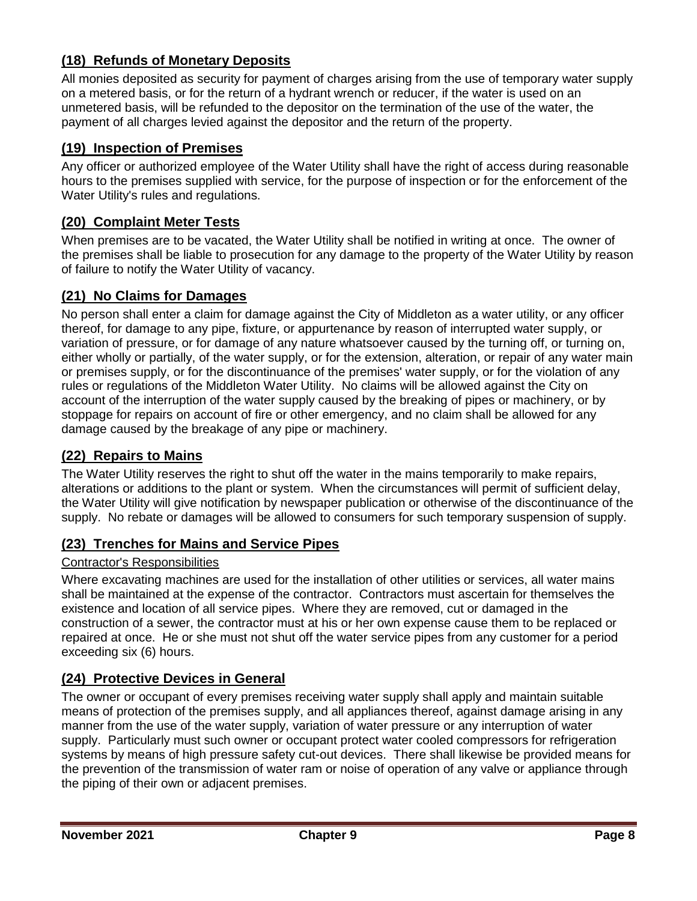## (18) Refunds of Monetary Deposits

All monies deposited as security for payment of charges arising from the use of temporary water supply on a metered basis, or for the return of a hydrant wrench or reducer, if the water is used on an unmetered basis, will be refunded to the depositor on the termination of the use of the water, the payment of all charges levied against the depositor and the return of the property.

## (19) Inspection of Premises

Any officer or authorized employee of the Water Utility shall have the right of access during reasonable hours to the premises supplied with service, for the purpose of inspection or for the enforcement of the Water Utility's rules and regulations.

## (20) Complaint Meter Tests

When premises are to be vacated, the Water Utility shall be notified in writing at once. The owner of the premises shall be liable to prosecution for any damage to the property of the Water Utility by reason of failure to notify the Water Utility of vacancy.

## (21) No Claims for Damages

No person shall enter a claim for damage against the City of Middleton as a water utility, or any officer thereof, for damage to any pipe, fixture, or appurtenance by reason of interrupted water supply, or variation of pressure, or for damage of any nature whatsoever caused by the turning off, or turning on, either wholly or partially, of the water supply, or for the extension, alteration, or repair of any water main or premises supply, or for the discontinuance of the premises' water supply, or for the violation of any rules or regulations of the Middleton Water Utility. No claims will be allowed against the City on account of the interruption of the water supply caused by the breaking of pipes or machinery, or by stoppage for repairs on account of fire or other emergency, and no claim shall be allowed for any damage caused by the breakage of any pipe or machinery.

## (22) Repairs to Mains

The Water Utility reserves the right to shut off the water in the mains temporarily to make repairs, alterations or additions to the plant or system. When the circumstances will permit of sufficient delay, the Water Utility will give notification by newspaper publication or otherwise of the discontinuance of the supply. No rebate or damages will be allowed to consumers for such temporary suspension of supply.

## (23) Trenches for Mains and Service Pipes

Contractor's Responsibilities

Where excavating machines are used for the installation of other utilities or services, all water mains shall be maintained at the expense of the contractor. Contractors must ascertain for themselves the existence and location of all service pipes. Where they are removed, cut or damaged in the construction of a sewer, the contractor must at his or her own expense cause them to be replaced or repaired at once. He or she must not shut off the water service pipes from any customer for a period exceeding six (6) hours.

## (24) Protective Devices in General

The owner or occupant of every premises receiving water supply shall apply and maintain suitable means of protection of the premises supply, and all appliances thereof, against damage arising in any manner from the use of the water supply, variation of water pressure or any interruption of water supply. Particularly must such owner or occupant protect water cooled compressors for refrigeration systems by means of high pressure safety cut-out devices. There shall likewise be provided means for the prevention of the transmission of water ram or noise of operation of any valve or appliance through the piping of their own or adjacent premises.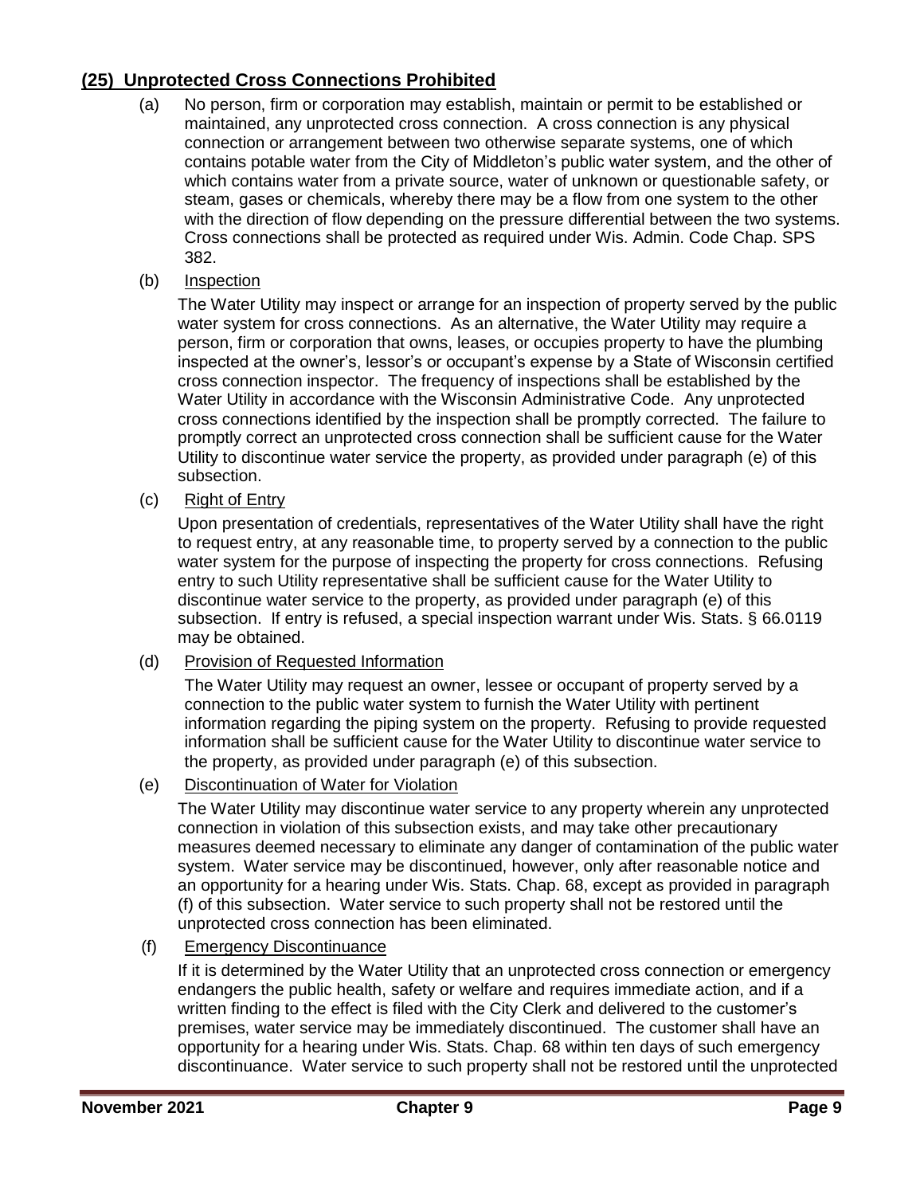## (25) Unprotected Cross Connections Prohibited

(a) No person, firm or corporation may establish, maintain or permit to be established or maintained, any unprotected cross connection. A cross connection is any physical connection or arrangement between two otherwise separate systems, one of which contains potable water from the City of Middleton's public water system, and the other of which contains water from a private source, water of unknown or questionable safety, or steam, gases or chemicals, whereby there may be a flow from one system to the other with the direction of flow depending on the pressure differential between the two systems. Cross connections shall be protected as required under Wis. Admin. Code Chap. SPS 382.

(b) Inspection

The Water Utility may inspect or arrange for an inspection of property served by the public water system for cross connections. As an alternative, the Water Utility may require a person, firm or corporation that owns, leases, or occupies property to have the plumbing inspected at the owner's, lessor's or occupant's expense by a State of Wisconsin certified cross connection inspector. The frequency of inspections shall be established by the Water Utility in accordance with the Wisconsin Administrative Code. Any unprotected cross connections identified by the inspection shall be promptly corrected. The failure to promptly correct an unprotected cross connection shall be sufficient cause for the Water Utility to discontinue water service the property, as provided under paragraph (e) of this subsection.

(c) Right of Entry

Upon presentation of credentials, representatives of the Water Utility shall have the right to request entry, at any reasonable time, to property served by a connection to the public water system for the purpose of inspecting the property for cross connections. Refusing entry to such Utility representative shall be sufficient cause for the Water Utility to discontinue water service to the property, as provided under paragraph (e) of this subsection. If entry is refused, a special inspection warrant under Wis. Stats. § 66.0119 may be obtained.

(d) Provision of Requested Information

The Water Utility may request an owner, lessee or occupant of property served by a connection to the public water system to furnish the Water Utility with pertinent information regarding the piping system on the property. Refusing to provide requested information shall be sufficient cause for the Water Utility to discontinue water service to the property, as provided under paragraph (e) of this subsection.

(e) Discontinuation of Water for Violation

The Water Utility may discontinue water service to any property wherein any unprotected connection in violation of this subsection exists, and may take other precautionary measures deemed necessary to eliminate any danger of contamination of the public water system. Water service may be discontinued, however, only after reasonable notice and an opportunity for a hearing under Wis. Stats. Chap. 68, except as provided in paragraph (f) of this subsection. Water service to such property shall not be restored until the unprotected cross connection has been eliminated.

(f) Emergency Discontinuance

If it is determined by the Water Utility that an unprotected cross connection or emergency endangers the public health, safety or welfare and requires immediate action, and if a written finding to the effect is filed with the City Clerk and delivered to the customer's premises, water service may be immediately discontinued. The customer shall have an opportunity for a hearing under Wis. Stats. Chap. 68 within ten days of such emergency discontinuance. Water service to such property shall not be restored until the unprotected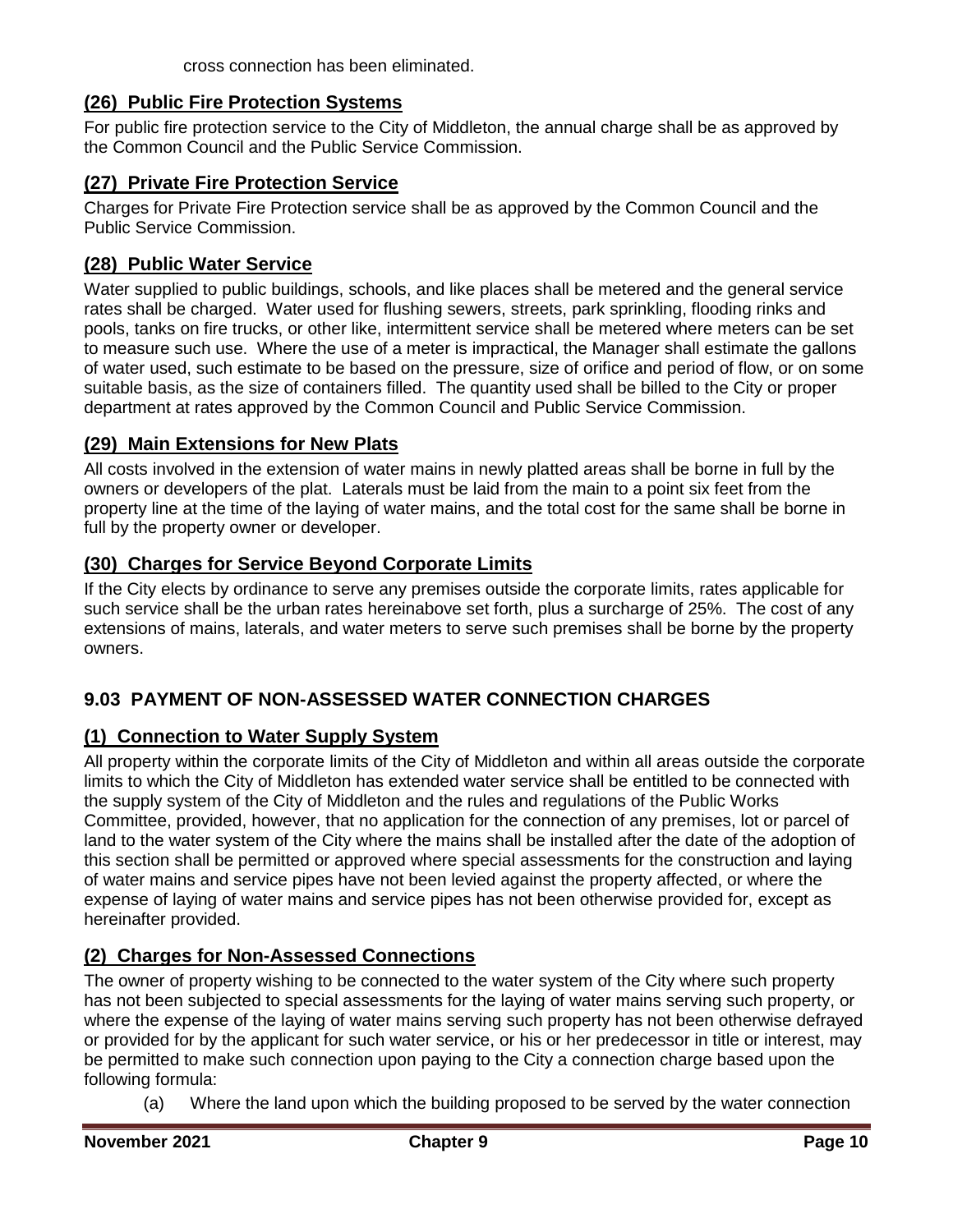cross connection has been eliminated.

### (26) Public Fire Protection Systems

For public fire protection service to the City of Middleton, the annual charge shall be as approved by the Common Council and the Public Service Commission.

### (27) Private Fire Protection Service

Charges for Private Fire Protection service shall be as approved by the Common Council and the Public Service Commission.

### (28) Public Water Service

Water supplied to public buildings, schools, and like places shall be metered and the general service rates shall be charged. Water used for flushing sewers, streets, park sprinkling, flooding rinks and pools, tanks on fire trucks, or other like, intermittent service shall be metered where meters can be set to measure such use. Where the use of a meter is impractical, the Manager shall estimate the gallons of water used, such estimate to be based on the pressure, size of orifice and period of flow, or on some suitable basis, as the size of containers filled. The quantity used shall be billed to the City or proper department at rates approved by the Common Council and Public Service Commission.

### (29) Main Extensions for New Plats

All costs involved in the extension of water mains in newly platted areas shall be borne in full by the owners or developers of the plat. Laterals must be laid from the main to a point six feet from the property line at the time of the laying of water mains, and the total cost for the same shall be borne in full by the property owner or developer.

### (30) Charges for Service Beyond Corporate Limits

If the City elects by ordinance to serve any premises outside the corporate limits, rates applicable for such service shall be the urban rates hereinabove set forth, plus a surcharge of 25%. The cost of any extensions of mains, laterals, and water meters to serve such premises shall be borne by the property owners.

## 9.03 PAYMENT OF NON-ASSESSED WATER CONNECTION CHARGES

### (1) Connection to Water Supply System

All property within the corporate limits of the City of Middleton and within all areas outside the corporate limits to which the City of Middleton has extended water service shall be entitled to be connected with the supply system of the City of Middleton and the rules and regulations of the Public Works Committee, provided, however, that no application for the connection of any premises, lot or parcel of land to the water system of the City where the mains shall be installed after the date of the adoption of this section shall be permitted or approved where special assessments for the construction and laying of water mains and service pipes have not been levied against the property affected, or where the expense of laying of water mains and service pipes has not been otherwise provided for, except as hereinafter provided.

### (2) Charges for Non-Assessed Connections

The owner of property wishing to be connected to the water system of the City where such property has not been subjected to special assessments for the laying of water mains serving such property, or where the expense of the laying of water mains serving such property has not been otherwise defrayed or provided for by the applicant for such water service, or his or her predecessor in title or interest, may be permitted to make such connection upon paying to the City a connection charge based upon the following formula:

(a) Where the land upon which the building proposed to be served by the water connection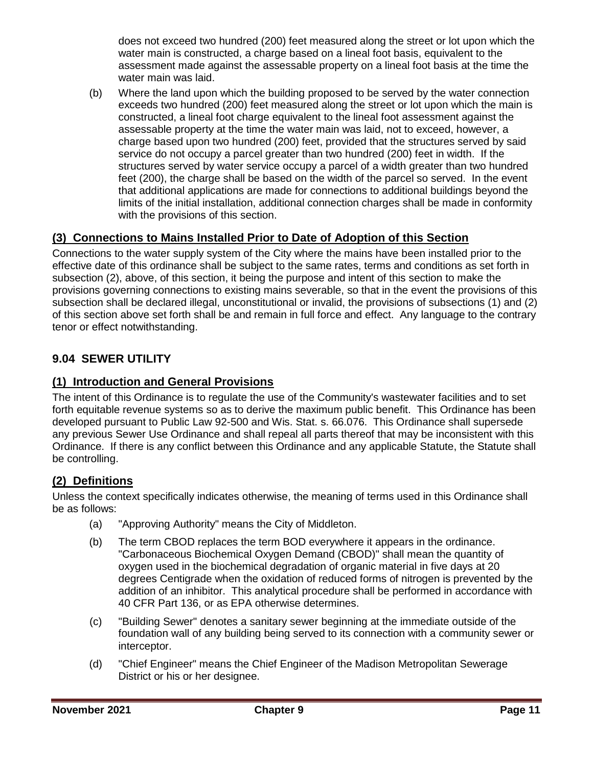does not exceed two hundred (200) feet measured along the street or lot upon which the water main is constructed, a charge based on a lineal foot basis, equivalent to the assessment made against the assessable property on a lineal foot basis at the time the water main was laid.

(b) Where the land upon which the building proposed to be served by the water connection exceeds two hundred (200) feet measured along the street or lot upon which the main is constructed, a lineal foot charge equivalent to the lineal foot assessment against the assessable property at the time the water main was laid, not to exceed, however, a charge based upon two hundred (200) feet, provided that the structures served by said service do not occupy a parcel greater than two hundred (200) feet in width. If the structures served by water service occupy a parcel of a width greater than two hundred feet (200), the charge shall be based on the width of the parcel so served. In the event that additional applications are made for connections to additional buildings beyond the limits of the initial installation, additional connection charges shall be made in conformity with the provisions of this section.

### (3) Connections to Mains Installed Prior to Date of Adoption of this Section

Connections to the water supply system of the City where the mains have been installed prior to the effective date of this ordinance shall be subject to the same rates, terms and conditions as set forth in subsection (2), above, of this section, it being the purpose and intent of this section to make the provisions governing connections to existing mains severable, so that in the event the provisions of this subsection shall be declared illegal, unconstitutional or invalid, the provisions of subsections (1) and (2) of this section above set forth shall be and remain in full force and effect. Any language to the contrary tenor or effect notwithstanding.

## 9.04 SEWER UTILITY

### (1) Introduction and General Provisions

The intent of this Ordinance is to regulate the use of the Community's wastewater facilities and to set forth equitable revenue systems so as to derive the maximum public benefit. This Ordinance has been developed pursuant to Public Law 92-500 and Wis. Stat. s. 66.076. This Ordinance shall supersede any previous Sewer Use Ordinance and shall repeal all parts thereof that may be inconsistent with this Ordinance. If there is any conflict between this Ordinance and any applicable Statute, the Statute shall be controlling.

### (2) Definitions

Unless the context specifically indicates otherwise, the meaning of terms used in this Ordinance shall be as follows:

(a) "Approving Authority" means the City of Middleton.

(b) The term CBOD replaces the term BOD everywhere it appears in the ordinance. "Carbonaceous Biochemical Oxygen Demand (CBOD)" shall mean the quantity of oxygen used in the biochemical degradation of organic material in five days at 20 degrees Centigrade when the oxidation of reduced forms of nitrogen is prevented by the addition of an inhibitor. This analytical procedure shall be performed in accordance with 40 CFR Part 136, or as EPA otherwise determines.

(c) "Building Sewer" denotes a sanitary sewer beginning at the immediate outside of the foundation wall of any building being served to its connection with a community sewer or interceptor.

(d) "Chief Engineer" means the Chief Engineer of the Madison Metropolitan Sewerage District or his or her designee.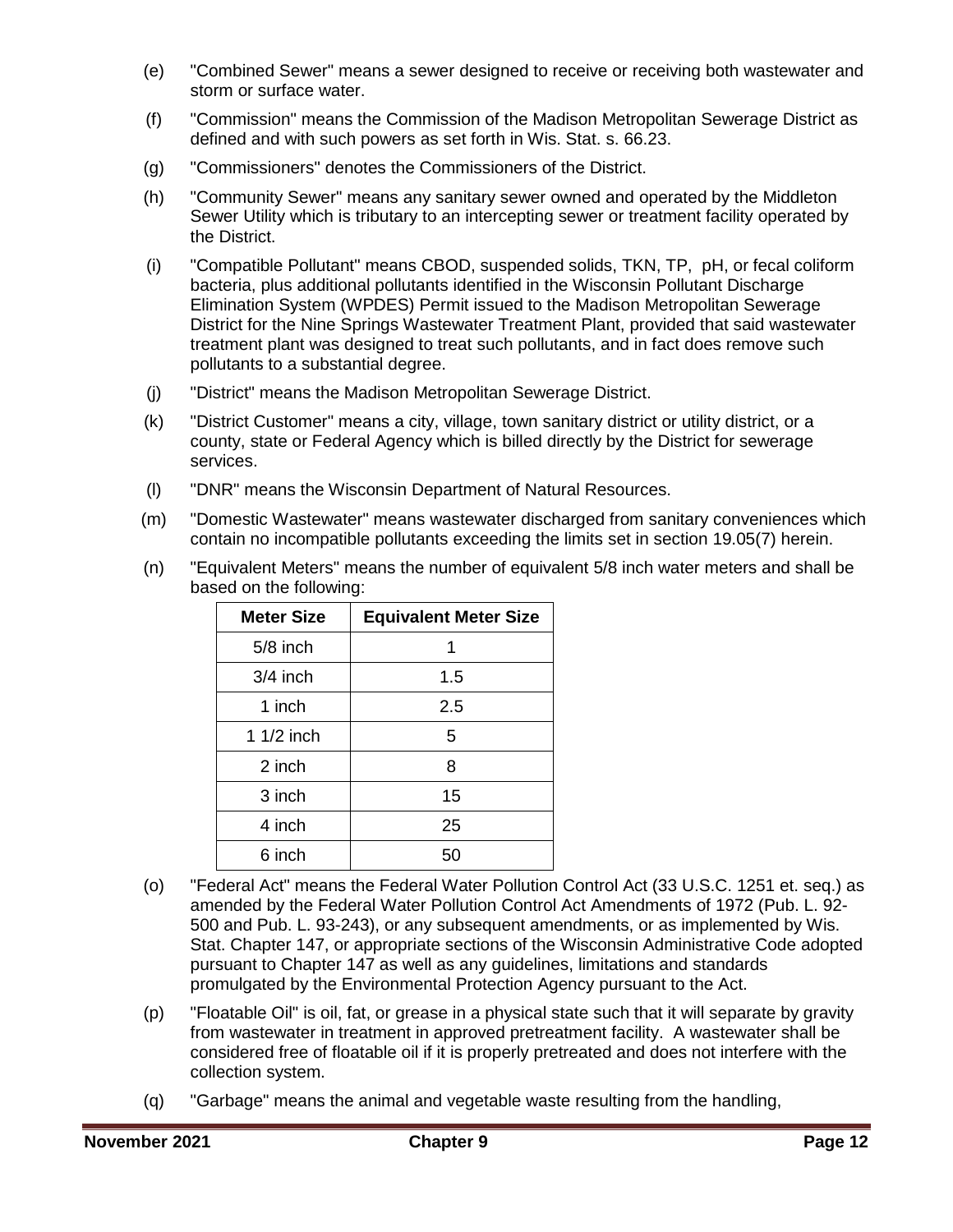(e) "Combined Sewer" means a sewer designed to receive or receiving both wastewater and storm or surface water.

(f) "Commission" means the Commission of the Madison Metropolitan Sewerage District as defined and with such powers as set forth in Wis. Stat. s. 66.23.

(g) "Commissioners" denotes the Commissioners of the District.

(h) "Community Sewer" means any sanitary sewer owned and operated by the Middleton Sewer Utility which is tributary to an intercepting sewer or treatment facility operated by the District.

(i) "Compatible Pollutant" means CBOD, suspended solids, TKN, TP, pH, or fecal coliform bacteria, plus additional pollutants identified in the Wisconsin Pollutant Discharge Elimination System (WPDES) Permit issued to the Madison Metropolitan Sewerage District for the Nine Springs Wastewater Treatment Plant, provided that said wastewater treatment plant was designed to treat such pollutants, and in fact does remove such pollutants to a substantial degree.

(j) "District" means the Madison Metropolitan Sewerage District.

(k) "District Customer" means a city, village, town sanitary district or utility district, or a county, state or Federal Agency which is billed directly by the District for sewerage services.

(l) "DNR" means the Wisconsin Department of Natural Resources.

(m) "Domestic Wastewater" means wastewater discharged from sanitary conveniences which contain no incompatible pollutants exceeding the limits set in section 19.05(7) herein.

(n) "Equivalent Meters" means the number of equivalent 5/8 inch water meters and shall be based on the following:

| Meter Size | Equivalent Meter Size |
|---|---|
| 5/8 inch | 1 |
| 3/4 inch | 1.5 |
| 1 inch | 2.5 |
| 1 1/2 inch | 5 |
| 2 inch | 8 |
| 3 inch | 15 |
| 4 inch | 25 |
| 6 inch | 50 |

(o) "Federal Act" means the Federal Water Pollution Control Act (33 U.S.C. 1251 et. seq.) as amended by the Federal Water Pollution Control Act Amendments of 1972 (Pub. L. 92-500 and Pub. L. 93-243), or any subsequent amendments, or as implemented by Wis. Stat. Chapter 147, or appropriate sections of the Wisconsin Administrative Code adopted pursuant to Chapter 147 as well as any guidelines, limitations and standards promulgated by the Environmental Protection Agency pursuant to the Act.

(p) "Floatable Oil" is oil, fat, or grease in a physical state such that it will separate by gravity from wastewater in treatment in approved pretreatment facility. A wastewater shall be considered free of floatable oil if it is properly pretreated and does not interfere with the collection system.

(q) "Garbage" means the animal and vegetable waste resulting from the handling,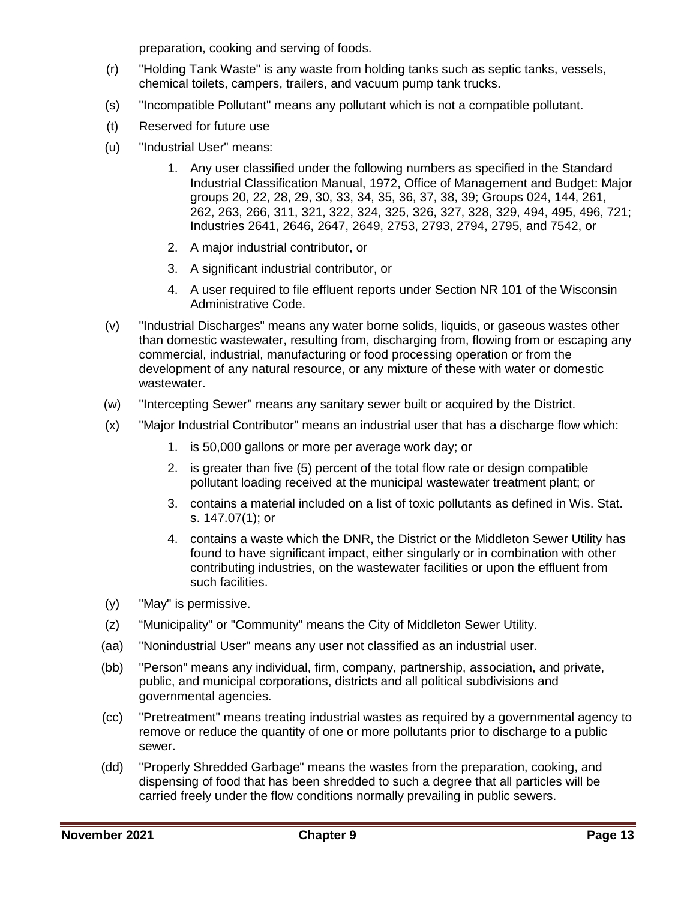preparation, cooking and serving of foods.

(r) "Holding Tank Waste" is any waste from holding tanks such as septic tanks, vessels, chemical toilets, campers, trailers, and vacuum pump tank trucks.

(s) "Incompatible Pollutant" means any pollutant which is not a compatible pollutant.

(t) Reserved for future use

(u) "Industrial User" means:

1. Any user classified under the following numbers as specified in the Standard Industrial Classification Manual, 1972, Office of Management and Budget: Major groups 20, 22, 28, 29, 30, 33, 34, 35, 36, 37, 38, 39; Groups 024, 144, 261, 262, 263, 266, 311, 321, 322, 324, 325, 326, 327, 328, 329, 494, 495, 496, 721; Industries 2641, 2646, 2647, 2649, 2753, 2793, 2794, 2795, and 7542, or
2. A major industrial contributor, or
3. A significant industrial contributor, or
4. A user required to file effluent reports under Section NR 101 of the Wisconsin Administrative Code.

(v) "Industrial Discharges" means any water borne solids, liquids, or gaseous wastes other than domestic wastewater, resulting from, discharging from, flowing from or escaping any commercial, industrial, manufacturing or food processing operation or from the development of any natural resource, or any mixture of these with water or domestic wastewater.

(w) "Intercepting Sewer" means any sanitary sewer built or acquired by the District.

(x) "Major Industrial Contributor" means an industrial user that has a discharge flow which:

1. is 50,000 gallons or more per average work day; or
2. is greater than five (5) percent of the total flow rate or design compatible pollutant loading received at the municipal wastewater treatment plant; or
3. contains a material included on a list of toxic pollutants as defined in Wis. Stat. s. 147.07(1); or
4. contains a waste which the DNR, the District or the Middleton Sewer Utility has found to have significant impact, either singularly or in combination with other contributing industries, on the wastewater facilities or upon the effluent from such facilities.

(y) "May" is permissive.

(z) "Municipality" or "Community" means the City of Middleton Sewer Utility.

(aa) "Nonindustrial User" means any user not classified as an industrial user.

(bb) "Person" means any individual, firm, company, partnership, association, and private, public, and municipal corporations, districts and all political subdivisions and governmental agencies.

(cc) "Pretreatment" means treating industrial wastes as required by a governmental agency to remove or reduce the quantity of one or more pollutants prior to discharge to a public sewer.

(dd) "Properly Shredded Garbage" means the wastes from the preparation, cooking, and dispensing of food that has been shredded to such a degree that all particles will be carried freely under the flow conditions normally prevailing in public sewers.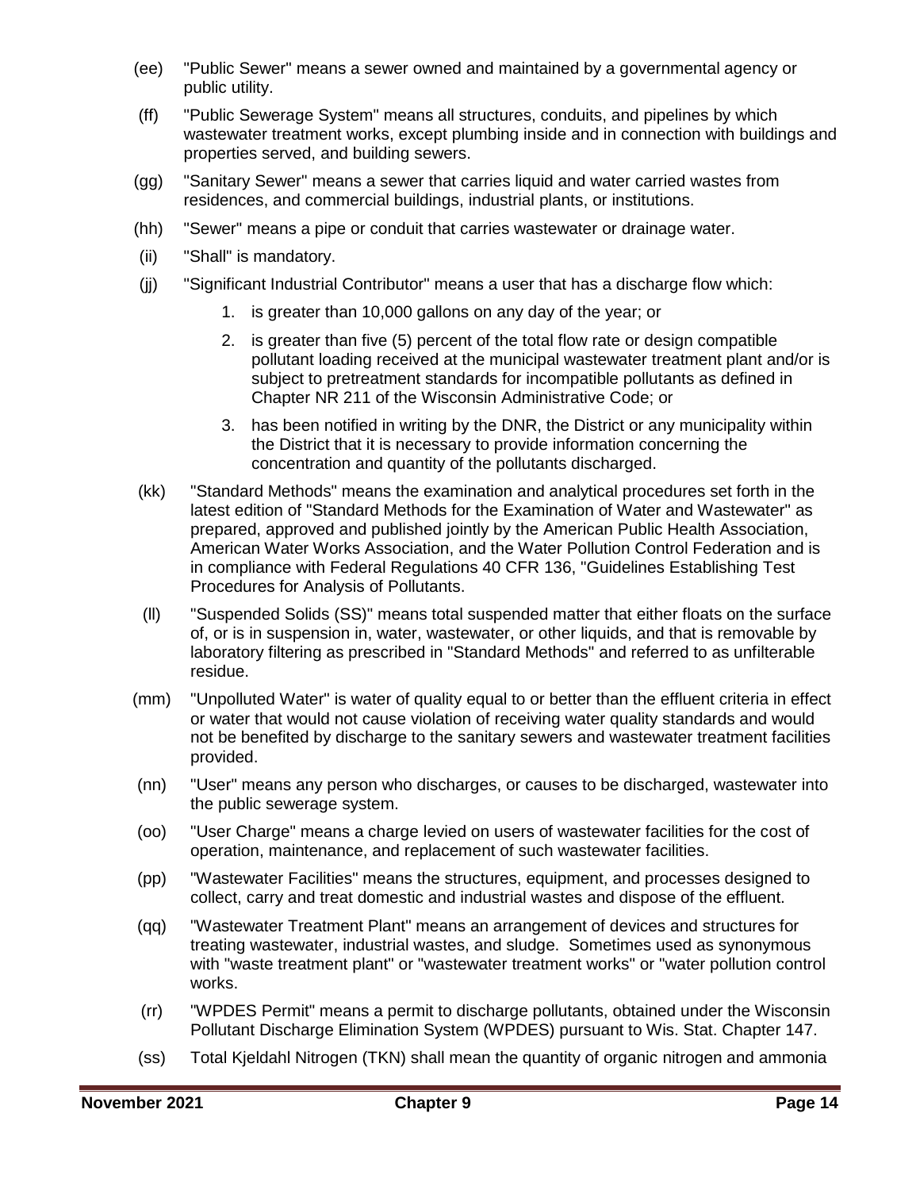(ee) "Public Sewer" means a sewer owned and maintained by a governmental agency or public utility.

(ff) "Public Sewerage System" means all structures, conduits, and pipelines by which wastewater treatment works, except plumbing inside and in connection with buildings and properties served, and building sewers.

(gg) "Sanitary Sewer" means a sewer that carries liquid and water carried wastes from residences, and commercial buildings, industrial plants, or institutions.

(hh) "Sewer" means a pipe or conduit that carries wastewater or drainage water.

(ii) "Shall" is mandatory.

(jj) "Significant Industrial Contributor" means a user that has a discharge flow which:

1. is greater than 10,000 gallons on any day of the year; or
2. is greater than five (5) percent of the total flow rate or design compatible pollutant loading received at the municipal wastewater treatment plant and/or is subject to pretreatment standards for incompatible pollutants as defined in Chapter NR 211 of the Wisconsin Administrative Code; or
3. has been notified in writing by the DNR, the District or any municipality within the District that it is necessary to provide information concerning the concentration and quantity of the pollutants discharged.

(kk) "Standard Methods" means the examination and analytical procedures set forth in the latest edition of "Standard Methods for the Examination of Water and Wastewater" as prepared, approved and published jointly by the American Public Health Association, American Water Works Association, and the Water Pollution Control Federation and is in compliance with Federal Regulations 40 CFR 136, "Guidelines Establishing Test Procedures for Analysis of Pollutants.

(ll) "Suspended Solids (SS)" means total suspended matter that either floats on the surface of, or is in suspension in, water, wastewater, or other liquids, and that is removable by laboratory filtering as prescribed in "Standard Methods" and referred to as unfilterable residue.

(mm) "Unpolluted Water" is water of quality equal to or better than the effluent criteria in effect or water that would not cause violation of receiving water quality standards and would not be benefited by discharge to the sanitary sewers and wastewater treatment facilities provided.

(nn) "User" means any person who discharges, or causes to be discharged, wastewater into the public sewerage system.

(oo) "User Charge" means a charge levied on users of wastewater facilities for the cost of operation, maintenance, and replacement of such wastewater facilities.

(pp) "Wastewater Facilities" means the structures, equipment, and processes designed to collect, carry and treat domestic and industrial wastes and dispose of the effluent.

(qq) "Wastewater Treatment Plant" means an arrangement of devices and structures for treating wastewater, industrial wastes, and sludge. Sometimes used as synonymous with "waste treatment plant" or "wastewater treatment works" or "water pollution control works.

(rr) "WPDES Permit" means a permit to discharge pollutants, obtained under the Wisconsin Pollutant Discharge Elimination System (WPDES) pursuant to Wis. Stat. Chapter 147.

(ss) Total Kjeldahl Nitrogen (TKN) shall mean the quantity of organic nitrogen and ammonia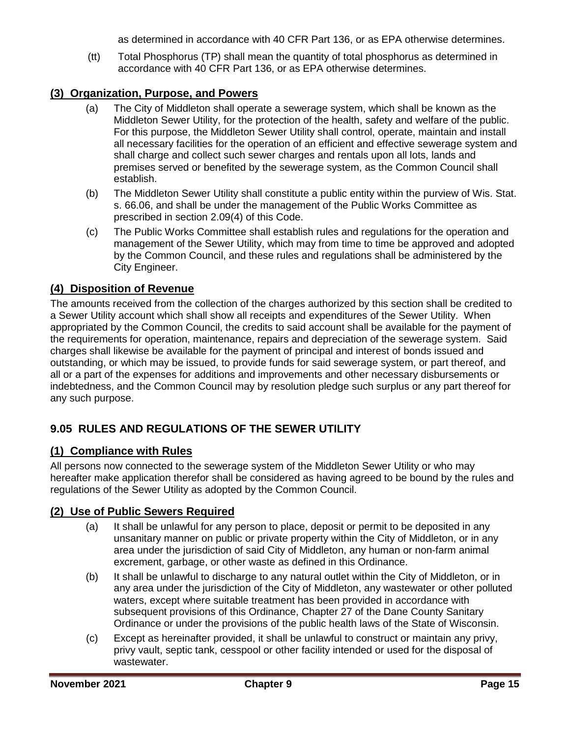as determined in accordance with 40 CFR Part 136, or as EPA otherwise determines.

(tt) Total Phosphorus (TP) shall mean the quantity of total phosphorus as determined in accordance with 40 CFR Part 136, or as EPA otherwise determines.

### (3) Organization, Purpose, and Powers

(a) The City of Middleton shall operate a sewerage system, which shall be known as the Middleton Sewer Utility, for the protection of the health, safety and welfare of the public. For this purpose, the Middleton Sewer Utility shall control, operate, maintain and install all necessary facilities for the operation of an efficient and effective sewerage system and shall charge and collect such sewer charges and rentals upon all lots, lands and premises served or benefited by the sewerage system, as the Common Council shall establish.

(b) The Middleton Sewer Utility shall constitute a public entity within the purview of Wis. Stat. s. 66.06, and shall be under the management of the Public Works Committee as prescribed in section 2.09(4) of this Code.

(c) The Public Works Committee shall establish rules and regulations for the operation and management of the Sewer Utility, which may from time to time be approved and adopted by the Common Council, and these rules and regulations shall be administered by the City Engineer.

### (4) Disposition of Revenue

The amounts received from the collection of the charges authorized by this section shall be credited to a Sewer Utility account which shall show all receipts and expenditures of the Sewer Utility. When appropriated by the Common Council, the credits to said account shall be available for the payment of the requirements for operation, maintenance, repairs and depreciation of the sewerage system. Said charges shall likewise be available for the payment of principal and interest of bonds issued and outstanding, or which may be issued, to provide funds for said sewerage system, or part thereof, and all or a part of the expenses for additions and improvements and other necessary disbursements or indebtedness, and the Common Council may by resolution pledge such surplus or any part thereof for any such purpose.

## 9.05 RULES AND REGULATIONS OF THE SEWER UTILITY

### (1) Compliance with Rules

All persons now connected to the sewerage system of the Middleton Sewer Utility or who may hereafter make application therefor shall be considered as having agreed to be bound by the rules and regulations of the Sewer Utility as adopted by the Common Council.

### (2) Use of Public Sewers Required

(a) It shall be unlawful for any person to place, deposit or permit to be deposited in any unsanitary manner on public or private property within the City of Middleton, or in any area under the jurisdiction of said City of Middleton, any human or non-farm animal excrement, garbage, or other waste as defined in this Ordinance.

(b) It shall be unlawful to discharge to any natural outlet within the City of Middleton, or in any area under the jurisdiction of the City of Middleton, any wastewater or other polluted waters, except where suitable treatment has been provided in accordance with subsequent provisions of this Ordinance, Chapter 27 of the Dane County Sanitary Ordinance or under the provisions of the public health laws of the State of Wisconsin.

(c) Except as hereinafter provided, it shall be unlawful to construct or maintain any privy, privy vault, septic tank, cesspool or other facility intended or used for the disposal of wastewater.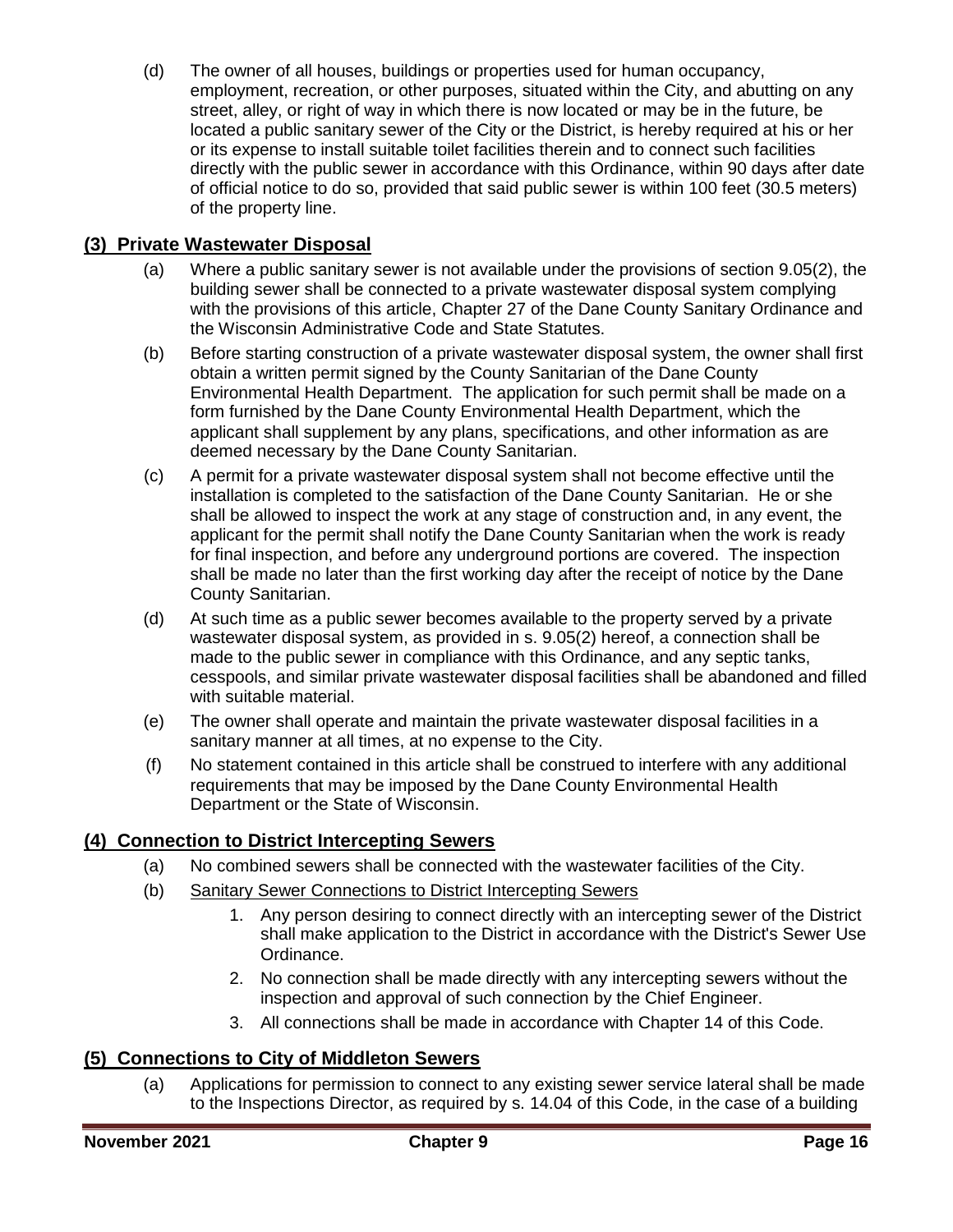(d) The owner of all houses, buildings or properties used for human occupancy, employment, recreation, or other purposes, situated within the City, and abutting on any street, alley, or right of way in which there is now located or may be in the future, be located a public sanitary sewer of the City or the District, is hereby required at his or her or its expense to install suitable toilet facilities therein and to connect such facilities directly with the public sewer in accordance with this Ordinance, within 90 days after date of official notice to do so, provided that said public sewer is within 100 feet (30.5 meters) of the property line.

## (3) Private Wastewater Disposal

(a) Where a public sanitary sewer is not available under the provisions of section 9.05(2), the building sewer shall be connected to a private wastewater disposal system complying with the provisions of this article, Chapter 27 of the Dane County Sanitary Ordinance and the Wisconsin Administrative Code and State Statutes.

(b) Before starting construction of a private wastewater disposal system, the owner shall first obtain a written permit signed by the County Sanitarian of the Dane County Environmental Health Department. The application for such permit shall be made on a form furnished by the Dane County Environmental Health Department, which the applicant shall supplement by any plans, specifications, and other information as are deemed necessary by the Dane County Sanitarian.

(c) A permit for a private wastewater disposal system shall not become effective until the installation is completed to the satisfaction of the Dane County Sanitarian. He or she shall be allowed to inspect the work at any stage of construction and, in any event, the applicant for the permit shall notify the Dane County Sanitarian when the work is ready for final inspection, and before any underground portions are covered. The inspection shall be made no later than the first working day after the receipt of notice by the Dane County Sanitarian.

(d) At such time as a public sewer becomes available to the property served by a private wastewater disposal system, as provided in s. 9.05(2) hereof, a connection shall be made to the public sewer in compliance with this Ordinance, and any septic tanks, cesspools, and similar private wastewater disposal facilities shall be abandoned and filled with suitable material.

(e) The owner shall operate and maintain the private wastewater disposal facilities in a sanitary manner at all times, at no expense to the City.

(f) No statement contained in this article shall be construed to interfere with any additional requirements that may be imposed by the Dane County Environmental Health Department or the State of Wisconsin.

## (4) Connection to District Intercepting Sewers

(a) No combined sewers shall be connected with the wastewater facilities of the City.

(b) Sanitary Sewer Connections to District Intercepting Sewers

1. Any person desiring to connect directly with an intercepting sewer of the District shall make application to the District in accordance with the District's Sewer Use Ordinance.
2. No connection shall be made directly with any intercepting sewers without the inspection and approval of such connection by the Chief Engineer.
3. All connections shall be made in accordance with Chapter 14 of this Code.

## (5) Connections to City of Middleton Sewers

(a) Applications for permission to connect to any existing sewer service lateral shall be made to the Inspections Director, as required by s. 14.04 of this Code, in the case of a building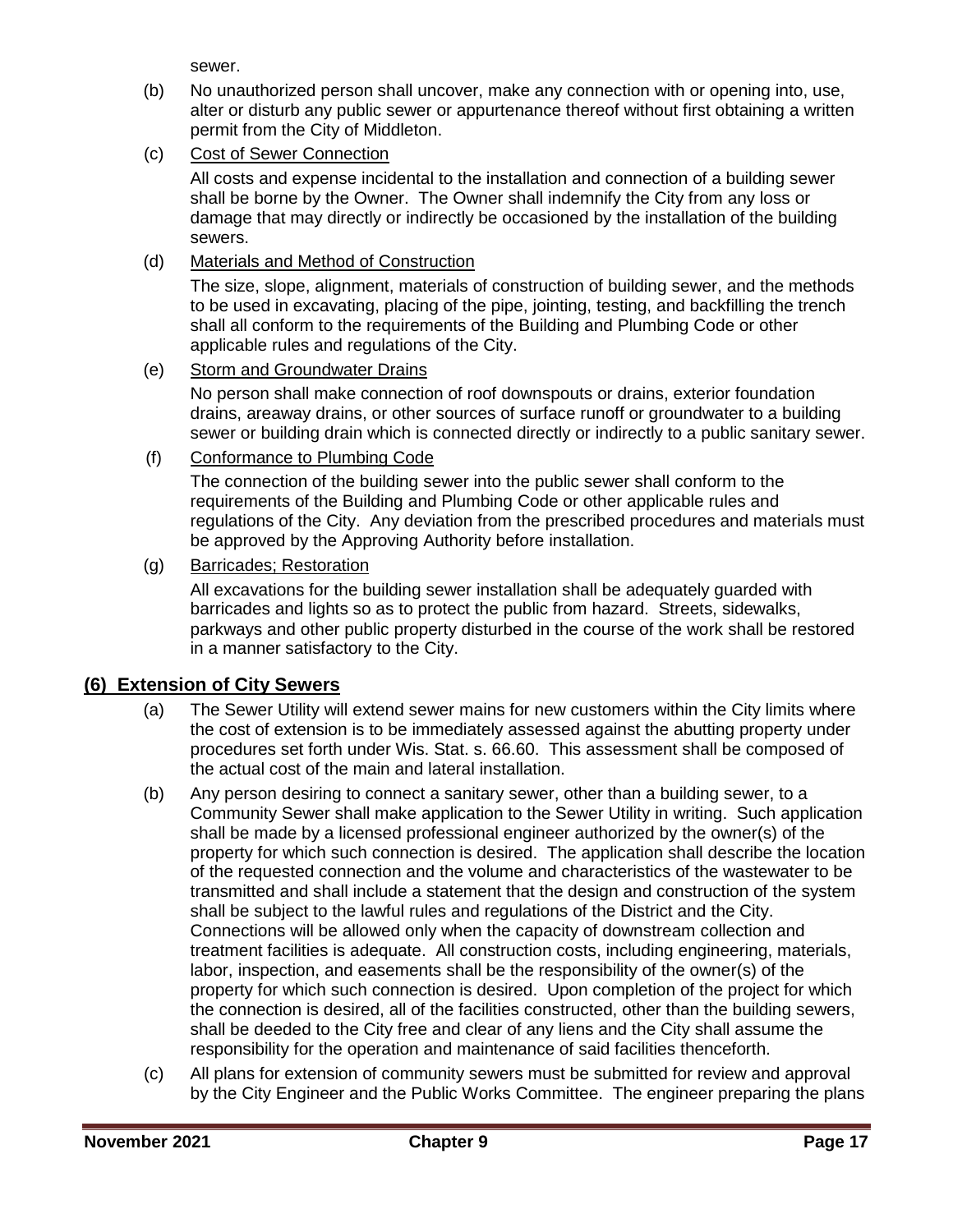sewer.

(b) No unauthorized person shall uncover, make any connection with or opening into, use, alter or disturb any public sewer or appurtenance thereof without first obtaining a written permit from the City of Middleton.

(c) Cost of Sewer Connection

All costs and expense incidental to the installation and connection of a building sewer shall be borne by the Owner. The Owner shall indemnify the City from any loss or damage that may directly or indirectly be occasioned by the installation of the building sewers.

(d) Materials and Method of Construction

The size, slope, alignment, materials of construction of building sewer, and the methods to be used in excavating, placing of the pipe, jointing, testing, and backfilling the trench shall all conform to the requirements of the Building and Plumbing Code or other applicable rules and regulations of the City.

(e) Storm and Groundwater Drains

No person shall make connection of roof downspouts or drains, exterior foundation drains, areaway drains, or other sources of surface runoff or groundwater to a building sewer or building drain which is connected directly or indirectly to a public sanitary sewer.

(f) Conformance to Plumbing Code

The connection of the building sewer into the public sewer shall conform to the requirements of the Building and Plumbing Code or other applicable rules and regulations of the City. Any deviation from the prescribed procedures and materials must be approved by the Approving Authority before installation.

(g) Barricades; Restoration

All excavations for the building sewer installation shall be adequately guarded with barricades and lights so as to protect the public from hazard. Streets, sidewalks, parkways and other public property disturbed in the course of the work shall be restored in a manner satisfactory to the City.

## (6) Extension of City Sewers

(a) The Sewer Utility will extend sewer mains for new customers within the City limits where the cost of extension is to be immediately assessed against the abutting property under procedures set forth under Wis. Stat. s. 66.60. This assessment shall be composed of the actual cost of the main and lateral installation.

(b) Any person desiring to connect a sanitary sewer, other than a building sewer, to a Community Sewer shall make application to the Sewer Utility in writing. Such application shall be made by a licensed professional engineer authorized by the owner(s) of the property for which such connection is desired. The application shall describe the location of the requested connection and the volume and characteristics of the wastewater to be transmitted and shall include a statement that the design and construction of the system shall be subject to the lawful rules and regulations of the District and the City. Connections will be allowed only when the capacity of downstream collection and treatment facilities is adequate. All construction costs, including engineering, materials, labor, inspection, and easements shall be the responsibility of the owner(s) of the property for which such connection is desired. Upon completion of the project for which the connection is desired, all of the facilities constructed, other than the building sewers, shall be deeded to the City free and clear of any liens and the City shall assume the responsibility for the operation and maintenance of said facilities thenceforth.

(c) All plans for extension of community sewers must be submitted for review and approval by the City Engineer and the Public Works Committee. The engineer preparing the plans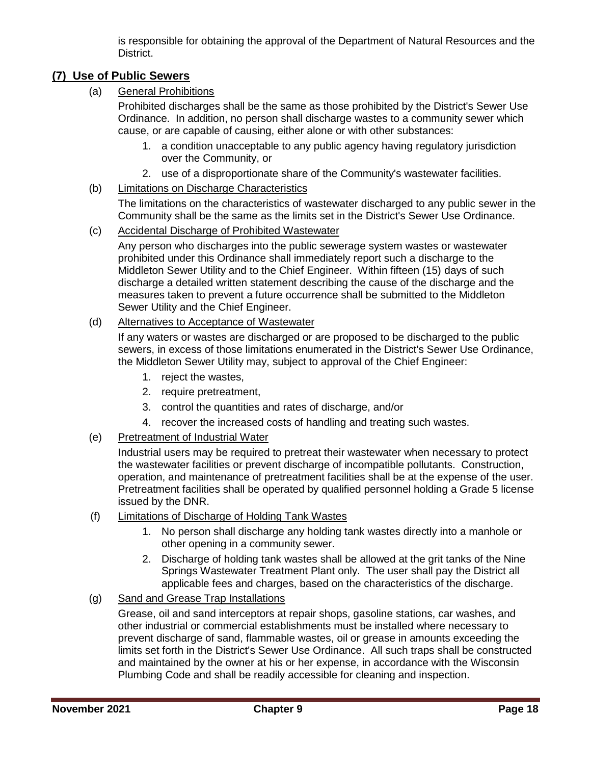is responsible for obtaining the approval of the Department of Natural Resources and the District.

## (7) Use of Public Sewers

(a) General Prohibitions

Prohibited discharges shall be the same as those prohibited by the District's Sewer Use Ordinance. In addition, no person shall discharge wastes to a community sewer which cause, or are capable of causing, either alone or with other substances:

1. a condition unacceptable to any public agency having regulatory jurisdiction over the Community, or
2. use of a disproportionate share of the Community's wastewater facilities.

(b) Limitations on Discharge Characteristics

The limitations on the characteristics of wastewater discharged to any public sewer in the Community shall be the same as the limits set in the District's Sewer Use Ordinance.

(c) Accidental Discharge of Prohibited Wastewater

Any person who discharges into the public sewerage system wastes or wastewater prohibited under this Ordinance shall immediately report such a discharge to the Middleton Sewer Utility and to the Chief Engineer. Within fifteen (15) days of such discharge a detailed written statement describing the cause of the discharge and the measures taken to prevent a future occurrence shall be submitted to the Middleton Sewer Utility and the Chief Engineer.

(d) Alternatives to Acceptance of Wastewater

If any waters or wastes are discharged or are proposed to be discharged to the public sewers, in excess of those limitations enumerated in the District's Sewer Use Ordinance, the Middleton Sewer Utility may, subject to approval of the Chief Engineer:

1. reject the wastes,
2. require pretreatment,
3. control the quantities and rates of discharge, and/or
4. recover the increased costs of handling and treating such wastes.

(e) Pretreatment of Industrial Water

Industrial users may be required to pretreat their wastewater when necessary to protect the wastewater facilities or prevent discharge of incompatible pollutants. Construction, operation, and maintenance of pretreatment facilities shall be at the expense of the user. Pretreatment facilities shall be operated by qualified personnel holding a Grade 5 license issued by the DNR.

(f) Limitations of Discharge of Holding Tank Wastes

1. No person shall discharge any holding tank wastes directly into a manhole or other opening in a community sewer.
2. Discharge of holding tank wastes shall be allowed at the grit tanks of the Nine Springs Wastewater Treatment Plant only. The user shall pay the District all applicable fees and charges, based on the characteristics of the discharge.

(g) Sand and Grease Trap Installations

Grease, oil and sand interceptors at repair shops, gasoline stations, car washes, and other industrial or commercial establishments must be installed where necessary to prevent discharge of sand, flammable wastes, oil or grease in amounts exceeding the limits set forth in the District's Sewer Use Ordinance. All such traps shall be constructed and maintained by the owner at his or her expense, in accordance with the Wisconsin Plumbing Code and shall be readily accessible for cleaning and inspection.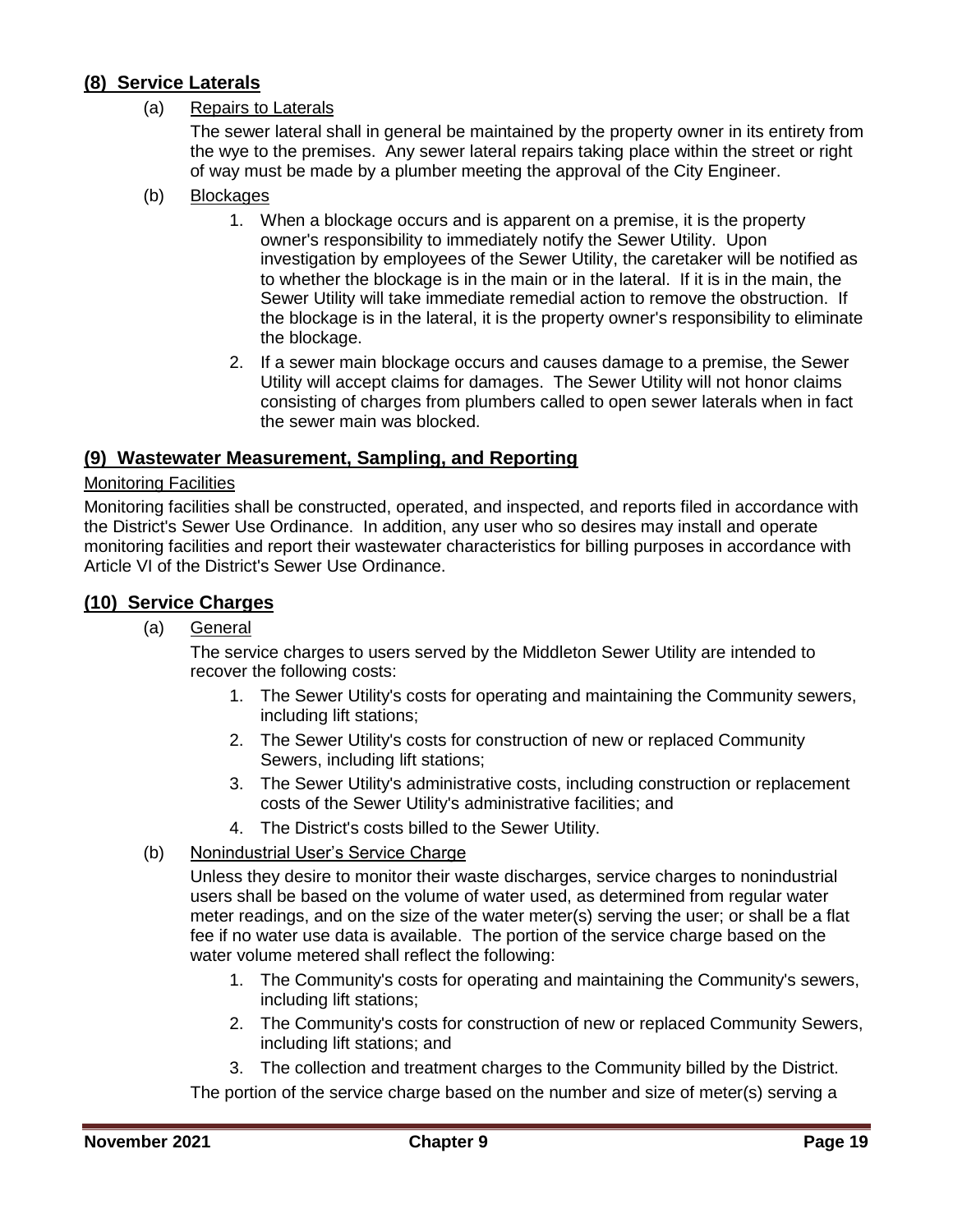## (8) Service Laterals

(a) Repairs to Laterals

The sewer lateral shall in general be maintained by the property owner in its entirety from the wye to the premises. Any sewer lateral repairs taking place within the street or right of way must be made by a plumber meeting the approval of the City Engineer.

(b) Blockages

1. When a blockage occurs and is apparent on a premise, it is the property owner's responsibility to immediately notify the Sewer Utility. Upon investigation by employees of the Sewer Utility, the caretaker will be notified as to whether the blockage is in the main or in the lateral. If it is in the main, the Sewer Utility will take immediate remedial action to remove the obstruction. If the blockage is in the lateral, it is the property owner's responsibility to eliminate the blockage.
2. If a sewer main blockage occurs and causes damage to a premise, the Sewer Utility will accept claims for damages. The Sewer Utility will not honor claims consisting of charges from plumbers called to open sewer laterals when in fact the sewer main was blocked.

## (9) Wastewater Measurement, Sampling, and Reporting

Monitoring Facilities

Monitoring facilities shall be constructed, operated, and inspected, and reports filed in accordance with the District's Sewer Use Ordinance. In addition, any user who so desires may install and operate monitoring facilities and report their wastewater characteristics for billing purposes in accordance with Article VI of the District's Sewer Use Ordinance.

## (10) Service Charges

(a) General

The service charges to users served by the Middleton Sewer Utility are intended to recover the following costs:

1. The Sewer Utility's costs for operating and maintaining the Community sewers, including lift stations;
2. The Sewer Utility's costs for construction of new or replaced Community Sewers, including lift stations;
3. The Sewer Utility's administrative costs, including construction or replacement costs of the Sewer Utility's administrative facilities; and
4. The District's costs billed to the Sewer Utility.

(b) Nonindustrial User's Service Charge

Unless they desire to monitor their waste discharges, service charges to nonindustrial users shall be based on the volume of water used, as determined from regular water meter readings, and on the size of the water meter(s) serving the user; or shall be a flat fee if no water use data is available. The portion of the service charge based on the water volume metered shall reflect the following:

1. The Community's costs for operating and maintaining the Community's sewers, including lift stations;
2. The Community's costs for construction of new or replaced Community Sewers, including lift stations; and
3. The collection and treatment charges to the Community billed by the District.

The portion of the service charge based on the number and size of meter(s) serving a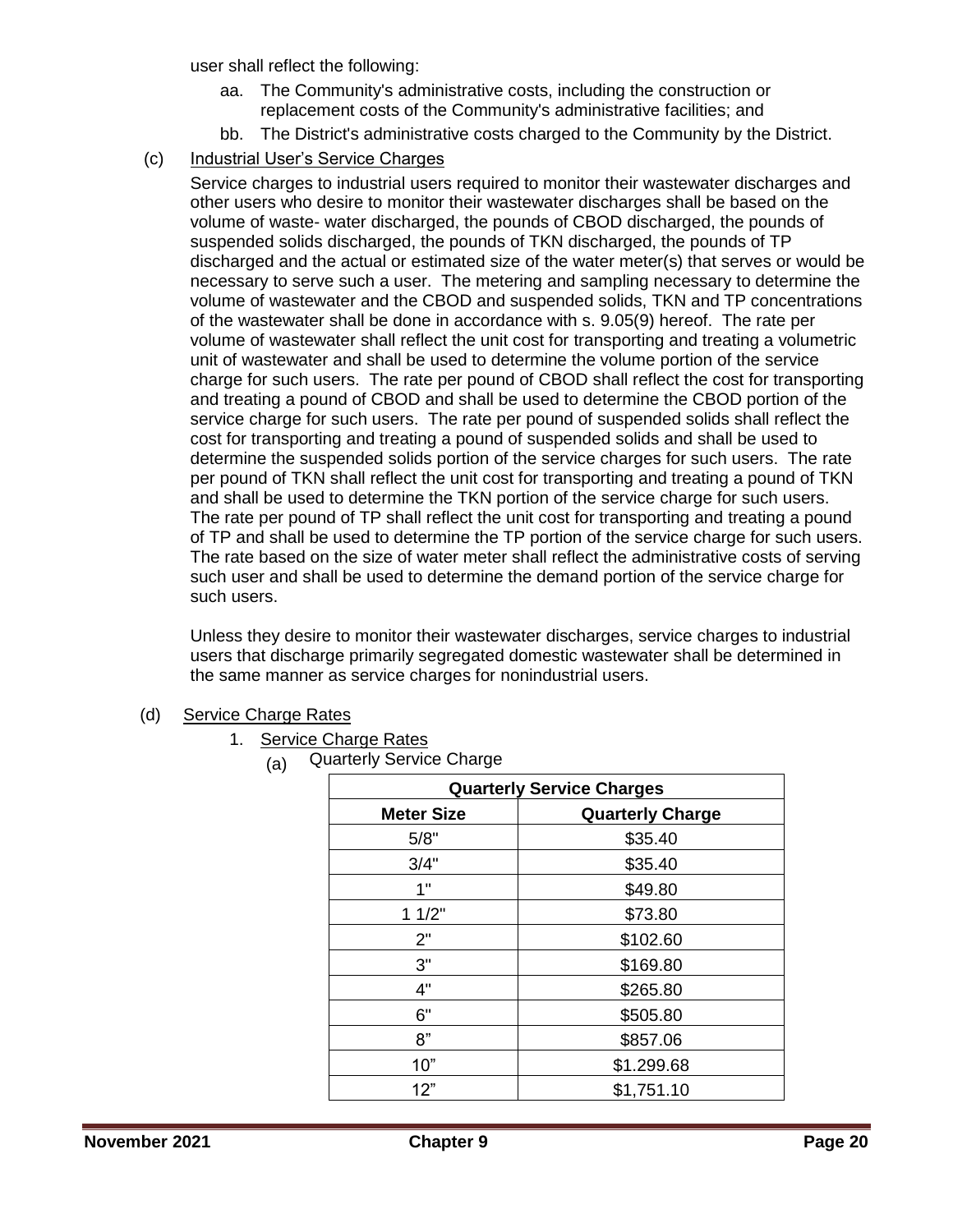user shall reflect the following:

aa. The Community's administrative costs, including the construction or replacement costs of the Community's administrative facilities; and

bb. The District's administrative costs charged to the Community by the District.

(c) Industrial User's Service Charges

Service charges to industrial users required to monitor their wastewater discharges and other users who desire to monitor their wastewater discharges shall be based on the volume of waste- water discharged, the pounds of CBOD discharged, the pounds of suspended solids discharged, the pounds of TKN discharged, the pounds of TP discharged and the actual or estimated size of the water meter(s) that serves or would be necessary to serve such a user. The metering and sampling necessary to determine the volume of wastewater and the CBOD and suspended solids, TKN and TP concentrations of the wastewater shall be done in accordance with s. 9.05(9) hereof. The rate per volume of wastewater shall reflect the unit cost for transporting and treating a volumetric unit of wastewater and shall be used to determine the volume portion of the service charge for such users. The rate per pound of CBOD shall reflect the cost for transporting and treating a pound of CBOD and shall be used to determine the CBOD portion of the service charge for such users. The rate per pound of suspended solids shall reflect the cost for transporting and treating a pound of suspended solids and shall be used to determine the suspended solids portion of the service charges for such users. The rate per pound of TKN shall reflect the unit cost for transporting and treating a pound of TKN and shall be used to determine the TKN portion of the service charge for such users. The rate per pound of TP shall reflect the unit cost for transporting and treating a pound of TP and shall be used to determine the TP portion of the service charge for such users. The rate based on the size of water meter shall reflect the administrative costs of serving such user and shall be used to determine the demand portion of the service charge for such users.

Unless they desire to monitor their wastewater discharges, service charges to industrial users that discharge primarily segregated domestic wastewater shall be determined in the same manner as service charges for nonindustrial users.

(d) Service Charge Rates

1. Service Charge Rates

(a) Quarterly Service Charge

| Quarterly Service Charges | |
|---|---|
| **Meter Size** | **Quarterly Charge** |
| 5/8" | $35.40 |
| 3/4" | $35.40 |
| 1" | $49.80 |
| 1 1/2" | $73.80 |
| 2" | $102.60 |
| 3" | $169.80 |
| 4" | $265.80 |
| 6" | $505.80 |
| 8" | $857.06 |
| 10" | $1.299.68 |
| 12" | $1,751.10 |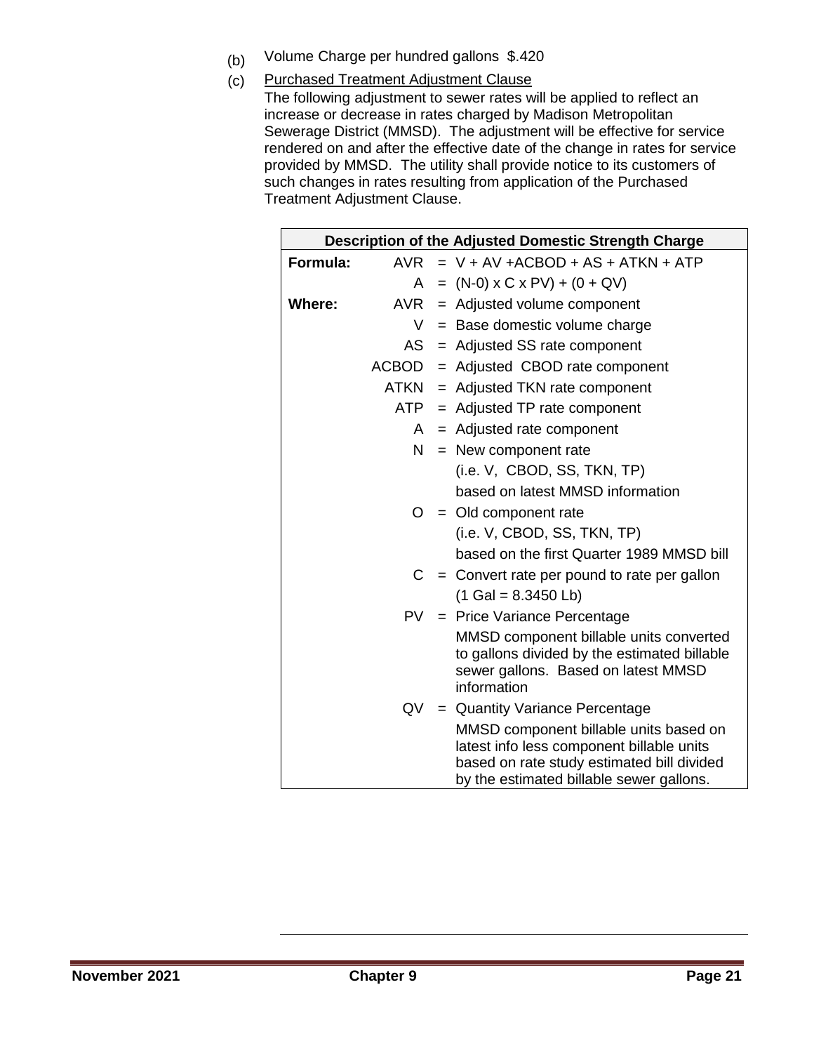(b) Volume Charge per hundred gallons $.420

(c) Purchased Treatment Adjustment Clause

The following adjustment to sewer rates will be applied to reflect an increase or decrease in rates charged by Madison Metropolitan Sewerage District (MMSD). The adjustment will be effective for service rendered on and after the effective date of the change in rates for service provided by MMSD. The utility shall provide notice to its customers of such changes in rates resulting from application of the Purchased Treatment Adjustment Clause.

| Description of the Adjusted Domestic Strength Charge | | | |
|---|---|---|---|
| **Formula:** | AVR | = | V + AV +ACBOD + AS + ATKN + ATP |
| | A | = | (N-0) x C x PV) + (0 + QV) |
| **Where:** | AVR | = | Adjusted volume component |
| | V | = | Base domestic volume charge |
| | AS | = | Adjusted SS rate component |
| | ACBOD | = | Adjusted CBOD rate component |
| | ATKN | = | Adjusted TKN rate component |
| | ATP | = | Adjusted TP rate component |
| | A | = | Adjusted rate component |
| | N | = | New component rate (i.e. V, CBOD, SS, TKN, TP) based on latest MMSD information |
| | O | = | Old component rate (i.e. V, CBOD, SS, TKN, TP) based on the first Quarter 1989 MMSD bill |
| | C | = | Convert rate per pound to rate per gallon (1 Gal = 8.3450 Lb) |
| | PV | = | Price Variance Percentage MMSD component billable units converted to gallons divided by the estimated billable sewer gallons. Based on latest MMSD information |
| | QV | = | Quantity Variance Percentage MMSD component billable units based on latest info less component billable units based on rate study estimated bill divided by the estimated billable sewer gallons. |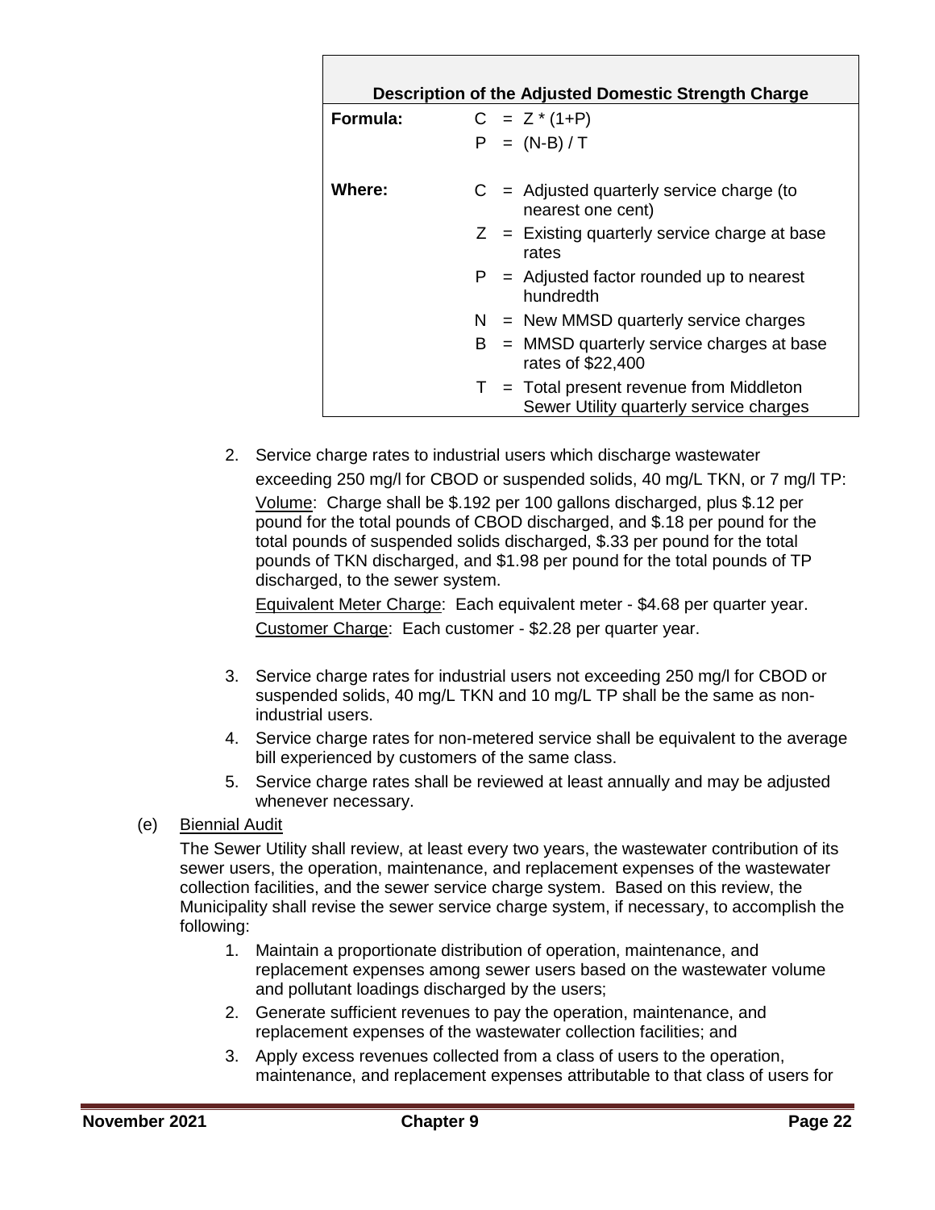| Description of the Adjusted Domestic Strength Charge | | |
|---|---|---|
| **Formula:** | $C = Z * (1+P)$ | |
| | $P = (N-B) / T$ | |
| **Where:** | C | = Adjusted quarterly service charge (to nearest one cent) |
| | Z | = Existing quarterly service charge at base rates |
| | P | = Adjusted factor rounded up to nearest hundredth |
| | N | = New MMSD quarterly service charges |
| | B | = MMSD quarterly service charges at base rates of $22,400 |
| | T | = Total present revenue from Middleton Sewer Utility quarterly service charges |

2. Service charge rates to industrial users which discharge wastewater exceeding 250 mg/l for CBOD or suspended solids, 40 mg/L TKN, or 7 mg/l TP:

   Volume: Charge shall be $.192 per 100 gallons discharged, plus $.12 per pound for the total pounds of CBOD discharged, and $.18 per pound for the total pounds of suspended solids discharged, $.33 per pound for the total pounds of TKN discharged, and $1.98 per pound for the total pounds of TP discharged, to the sewer system.

   Equivalent Meter Charge: Each equivalent meter - $4.68 per quarter year.

   Customer Charge: Each customer - $2.28 per quarter year.

3. Service charge rates for industrial users not exceeding 250 mg/l for CBOD or suspended solids, 40 mg/L TKN and 10 mg/L TP shall be the same as non-industrial users.
4. Service charge rates for non-metered service shall be equivalent to the average bill experienced by customers of the same class.
5. Service charge rates shall be reviewed at least annually and may be adjusted whenever necessary.

(e) Biennial Audit

The Sewer Utility shall review, at least every two years, the wastewater contribution of its sewer users, the operation, maintenance, and replacement expenses of the wastewater collection facilities, and the sewer service charge system. Based on this review, the Municipality shall revise the sewer service charge system, if necessary, to accomplish the following:

1. Maintain a proportionate distribution of operation, maintenance, and replacement expenses among sewer users based on the wastewater volume and pollutant loadings discharged by the users;
2. Generate sufficient revenues to pay the operation, maintenance, and replacement expenses of the wastewater collection facilities; and
3. Apply excess revenues collected from a class of users to the operation, maintenance, and replacement expenses attributable to that class of users for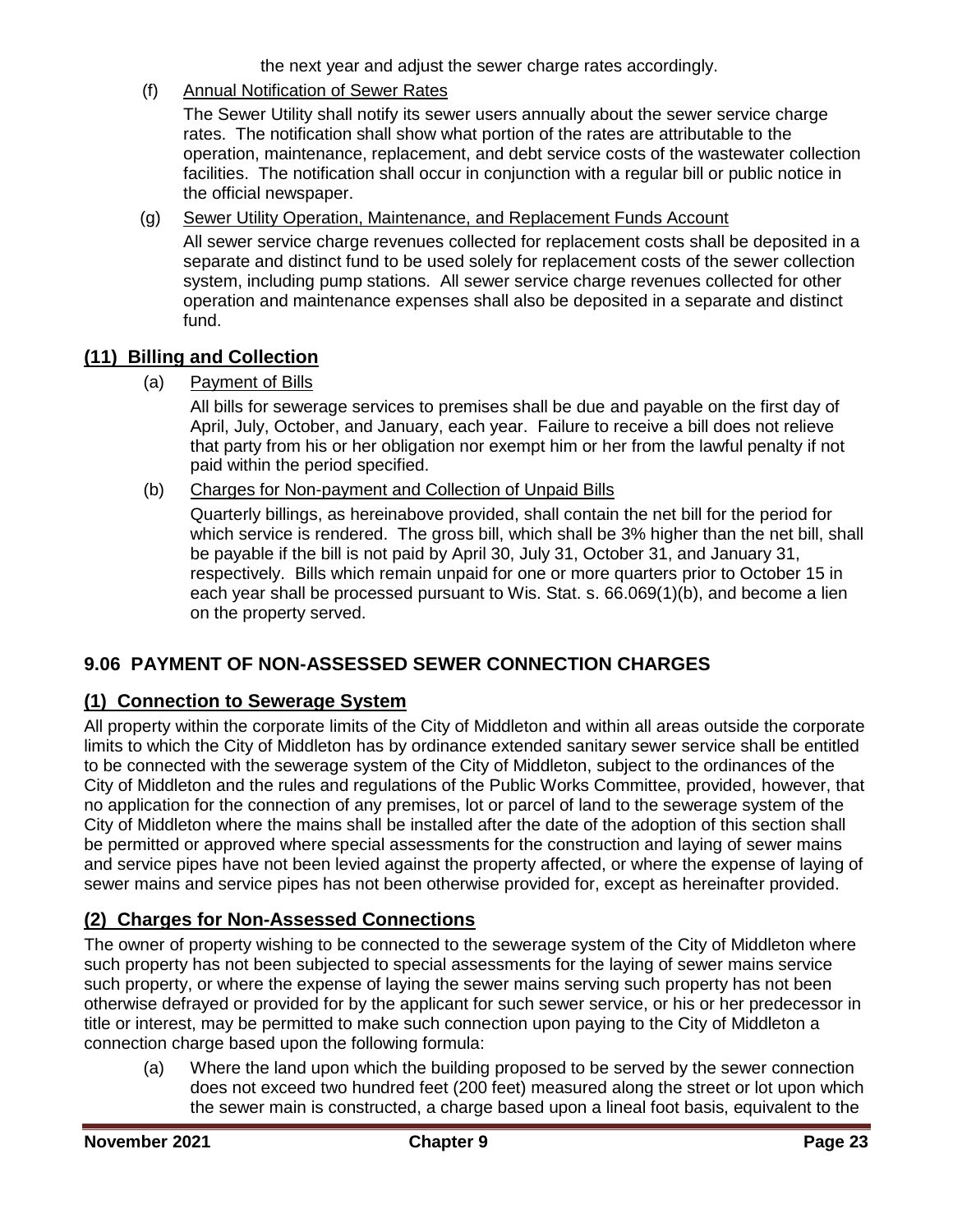the next year and adjust the sewer charge rates accordingly.

(f) Annual Notification of Sewer Rates

The Sewer Utility shall notify its sewer users annually about the sewer service charge rates. The notification shall show what portion of the rates are attributable to the operation, maintenance, replacement, and debt service costs of the wastewater collection facilities. The notification shall occur in conjunction with a regular bill or public notice in the official newspaper.

(g) Sewer Utility Operation, Maintenance, and Replacement Funds Account

All sewer service charge revenues collected for replacement costs shall be deposited in a separate and distinct fund to be used solely for replacement costs of the sewer collection system, including pump stations. All sewer service charge revenues collected for other operation and maintenance expenses shall also be deposited in a separate and distinct fund.

## (11) Billing and Collection

(a) Payment of Bills

All bills for sewerage services to premises shall be due and payable on the first day of April, July, October, and January, each year. Failure to receive a bill does not relieve that party from his or her obligation nor exempt him or her from the lawful penalty if not paid within the period specified.

(b) Charges for Non-payment and Collection of Unpaid Bills

Quarterly billings, as hereinabove provided, shall contain the net bill for the period for which service is rendered. The gross bill, which shall be 3% higher than the net bill, shall be payable if the bill is not paid by April 30, July 31, October 31, and January 31, respectively. Bills which remain unpaid for one or more quarters prior to October 15 in each year shall be processed pursuant to Wis. Stat. s. 66.069(1)(b), and become a lien on the property served.

# 9.06 PAYMENT OF NON-ASSESSED SEWER CONNECTION CHARGES

## (1) Connection to Sewerage System

All property within the corporate limits of the City of Middleton and within all areas outside the corporate limits to which the City of Middleton has by ordinance extended sanitary sewer service shall be entitled to be connected with the sewerage system of the City of Middleton, subject to the ordinances of the City of Middleton and the rules and regulations of the Public Works Committee, provided, however, that no application for the connection of any premises, lot or parcel of land to the sewerage system of the City of Middleton where the mains shall be installed after the date of the adoption of this section shall be permitted or approved where special assessments for the construction and laying of sewer mains and service pipes have not been levied against the property affected, or where the expense of laying of sewer mains and service pipes has not been otherwise provided for, except as hereinafter provided.

## (2) Charges for Non-Assessed Connections

The owner of property wishing to be connected to the sewerage system of the City of Middleton where such property has not been subjected to special assessments for the laying of sewer mains service such property, or where the expense of laying the sewer mains serving such property has not been otherwise defrayed or provided for by the applicant for such sewer service, or his or her predecessor in title or interest, may be permitted to make such connection upon paying to the City of Middleton a connection charge based upon the following formula:

(a) Where the land upon which the building proposed to be served by the sewer connection does not exceed two hundred feet (200 feet) measured along the street or lot upon which the sewer main is constructed, a charge based upon a lineal foot basis, equivalent to the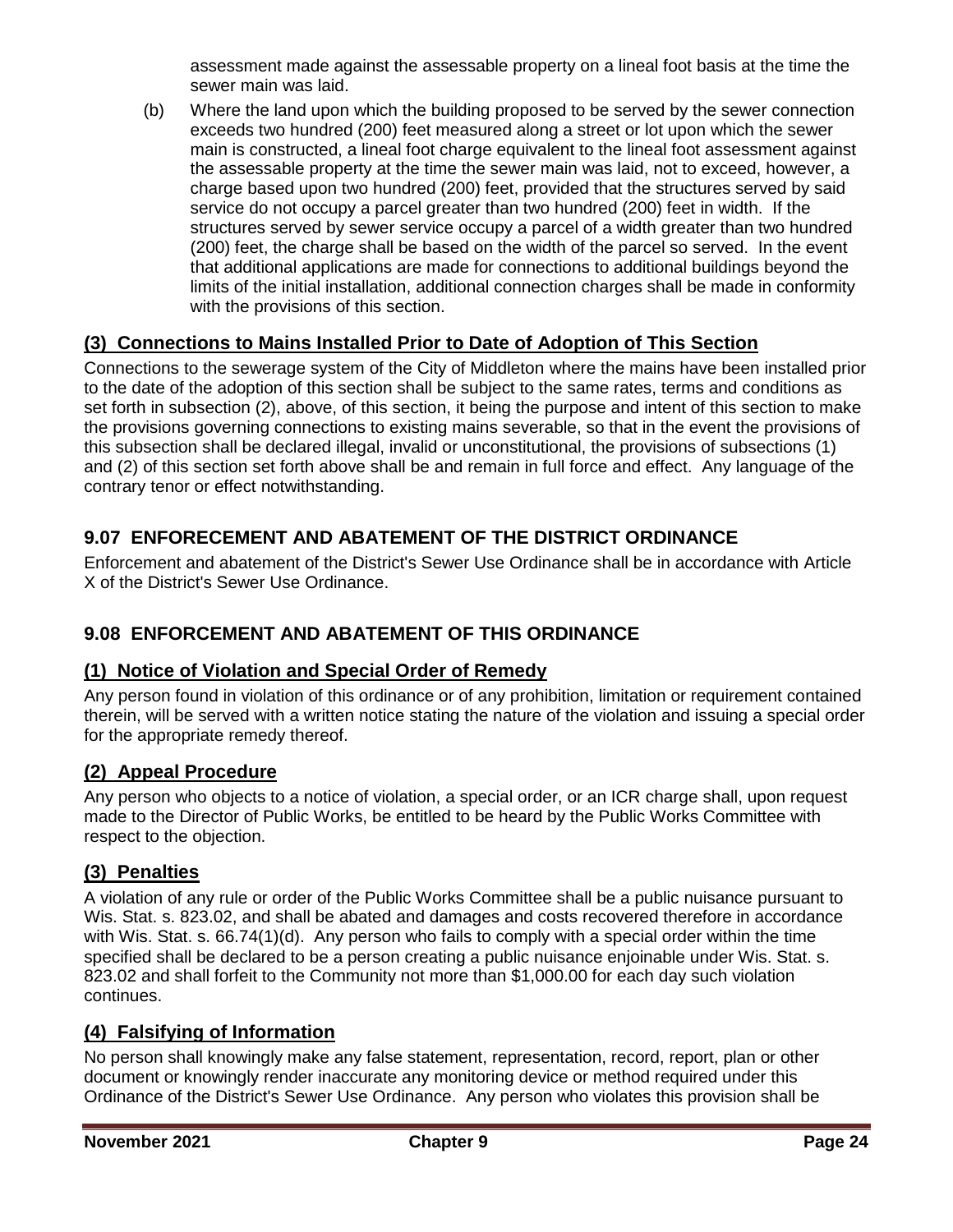assessment made against the assessable property on a lineal foot basis at the time the sewer main was laid.

(b) Where the land upon which the building proposed to be served by the sewer connection exceeds two hundred (200) feet measured along a street or lot upon which the sewer main is constructed, a lineal foot charge equivalent to the lineal foot assessment against the assessable property at the time the sewer main was laid, not to exceed, however, a charge based upon two hundred (200) feet, provided that the structures served by said service do not occupy a parcel greater than two hundred (200) feet in width. If the structures served by sewer service occupy a parcel of a width greater than two hundred (200) feet, the charge shall be based on the width of the parcel so served. In the event that additional applications are made for connections to additional buildings beyond the limits of the initial installation, additional connection charges shall be made in conformity with the provisions of this section.

### (3) Connections to Mains Installed Prior to Date of Adoption of This Section

Connections to the sewerage system of the City of Middleton where the mains have been installed prior to the date of the adoption of this section shall be subject to the same rates, terms and conditions as set forth in subsection (2), above, of this section, it being the purpose and intent of this section to make the provisions governing connections to existing mains severable, so that in the event the provisions of this subsection shall be declared illegal, invalid or unconstitutional, the provisions of subsections (1) and (2) of this section set forth above shall be and remain in full force and effect. Any language of the contrary tenor or effect notwithstanding.

## 9.07 ENFORECEMENT AND ABATEMENT OF THE DISTRICT ORDINANCE

Enforcement and abatement of the District's Sewer Use Ordinance shall be in accordance with Article X of the District's Sewer Use Ordinance.

## 9.08 ENFORCEMENT AND ABATEMENT OF THIS ORDINANCE

### (1) Notice of Violation and Special Order of Remedy

Any person found in violation of this ordinance or of any prohibition, limitation or requirement contained therein, will be served with a written notice stating the nature of the violation and issuing a special order for the appropriate remedy thereof.

### (2) Appeal Procedure

Any person who objects to a notice of violation, a special order, or an ICR charge shall, upon request made to the Director of Public Works, be entitled to be heard by the Public Works Committee with respect to the objection.

### (3) Penalties

A violation of any rule or order of the Public Works Committee shall be a public nuisance pursuant to Wis. Stat. s. 823.02, and shall be abated and damages and costs recovered therefore in accordance with Wis. Stat. s. 66.74(1)(d). Any person who fails to comply with a special order within the time specified shall be declared to be a person creating a public nuisance enjoinable under Wis. Stat. s. 823.02 and shall forfeit to the Community not more than $1,000.00 for each day such violation continues.

### (4) Falsifying of Information

No person shall knowingly make any false statement, representation, record, report, plan or other document or knowingly render inaccurate any monitoring device or method required under this Ordinance of the District's Sewer Use Ordinance. Any person who violates this provision shall be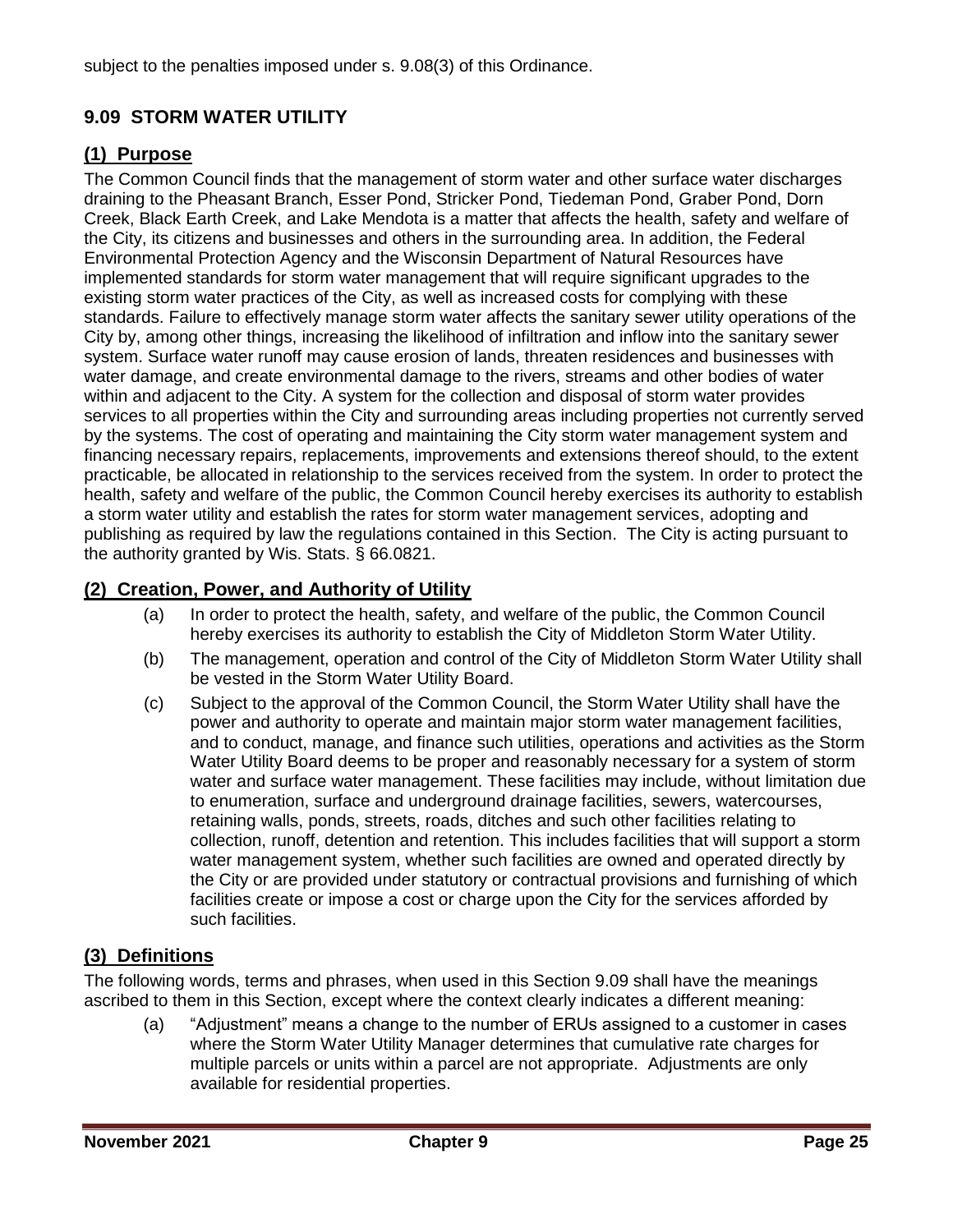subject to the penalties imposed under s. 9.08(3) of this Ordinance.

## 9.09 STORM WATER UTILITY

### (1) Purpose

The Common Council finds that the management of storm water and other surface water discharges draining to the Pheasant Branch, Esser Pond, Stricker Pond, Tiedeman Pond, Graber Pond, Dorn Creek, Black Earth Creek, and Lake Mendota is a matter that affects the health, safety and welfare of the City, its citizens and businesses and others in the surrounding area. In addition, the Federal Environmental Protection Agency and the Wisconsin Department of Natural Resources have implemented standards for storm water management that will require significant upgrades to the existing storm water practices of the City, as well as increased costs for complying with these standards. Failure to effectively manage storm water affects the sanitary sewer utility operations of the City by, among other things, increasing the likelihood of infiltration and inflow into the sanitary sewer system. Surface water runoff may cause erosion of lands, threaten residences and businesses with water damage, and create environmental damage to the rivers, streams and other bodies of water within and adjacent to the City. A system for the collection and disposal of storm water provides services to all properties within the City and surrounding areas including properties not currently served by the systems. The cost of operating and maintaining the City storm water management system and financing necessary repairs, replacements, improvements and extensions thereof should, to the extent practicable, be allocated in relationship to the services received from the system. In order to protect the health, safety and welfare of the public, the Common Council hereby exercises its authority to establish a storm water utility and establish the rates for storm water management services, adopting and publishing as required by law the regulations contained in this Section. The City is acting pursuant to the authority granted by Wis. Stats. § 66.0821.

### (2) Creation, Power, and Authority of Utility

(a) In order to protect the health, safety, and welfare of the public, the Common Council hereby exercises its authority to establish the City of Middleton Storm Water Utility.

(b) The management, operation and control of the City of Middleton Storm Water Utility shall be vested in the Storm Water Utility Board.

(c) Subject to the approval of the Common Council, the Storm Water Utility shall have the power and authority to operate and maintain major storm water management facilities, and to conduct, manage, and finance such utilities, operations and activities as the Storm Water Utility Board deems to be proper and reasonably necessary for a system of storm water and surface water management. These facilities may include, without limitation due to enumeration, surface and underground drainage facilities, sewers, watercourses, retaining walls, ponds, streets, roads, ditches and such other facilities relating to collection, runoff, detention and retention. This includes facilities that will support a storm water management system, whether such facilities are owned and operated directly by the City or are provided under statutory or contractual provisions and furnishing of which facilities create or impose a cost or charge upon the City for the services afforded by such facilities.

### (3) Definitions

The following words, terms and phrases, when used in this Section 9.09 shall have the meanings ascribed to them in this Section, except where the context clearly indicates a different meaning:

(a) "Adjustment" means a change to the number of ERUs assigned to a customer in cases where the Storm Water Utility Manager determines that cumulative rate charges for multiple parcels or units within a parcel are not appropriate. Adjustments are only available for residential properties.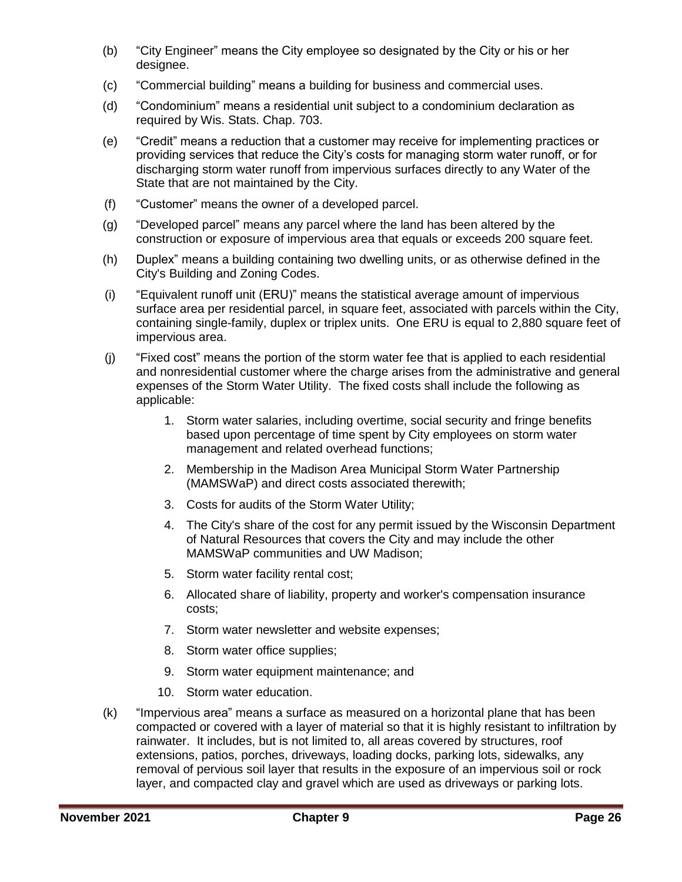(b) "City Engineer" means the City employee so designated by the City or his or her designee.

(c) "Commercial building" means a building for business and commercial uses.

(d) "Condominium" means a residential unit subject to a condominium declaration as required by Wis. Stats. Chap. 703.

(e) "Credit" means a reduction that a customer may receive for implementing practices or providing services that reduce the City's costs for managing storm water runoff, or for discharging storm water runoff from impervious surfaces directly to any Water of the State that are not maintained by the City.

(f) "Customer" means the owner of a developed parcel.

(g) "Developed parcel" means any parcel where the land has been altered by the construction or exposure of impervious area that equals or exceeds 200 square feet.

(h) Duplex" means a building containing two dwelling units, or as otherwise defined in the City's Building and Zoning Codes.

(i) "Equivalent runoff unit (ERU)" means the statistical average amount of impervious surface area per residential parcel, in square feet, associated with parcels within the City, containing single-family, duplex or triplex units. One ERU is equal to 2,880 square feet of impervious area.

(j) "Fixed cost" means the portion of the storm water fee that is applied to each residential and nonresidential customer where the charge arises from the administrative and general expenses of the Storm Water Utility. The fixed costs shall include the following as applicable:

1. Storm water salaries, including overtime, social security and fringe benefits based upon percentage of time spent by City employees on storm water management and related overhead functions;
2. Membership in the Madison Area Municipal Storm Water Partnership (MAMSWaP) and direct costs associated therewith;
3. Costs for audits of the Storm Water Utility;
4. The City's share of the cost for any permit issued by the Wisconsin Department of Natural Resources that covers the City and may include the other MAMSWaP communities and UW Madison;
5. Storm water facility rental cost;
6. Allocated share of liability, property and worker's compensation insurance costs;
7. Storm water newsletter and website expenses;
8. Storm water office supplies;
9. Storm water equipment maintenance; and
10. Storm water education.

(k) "Impervious area" means a surface as measured on a horizontal plane that has been compacted or covered with a layer of material so that it is highly resistant to infiltration by rainwater. It includes, but is not limited to, all areas covered by structures, roof extensions, patios, porches, driveways, loading docks, parking lots, sidewalks, any removal of pervious soil layer that results in the exposure of an impervious soil or rock layer, and compacted clay and gravel which are used as driveways or parking lots.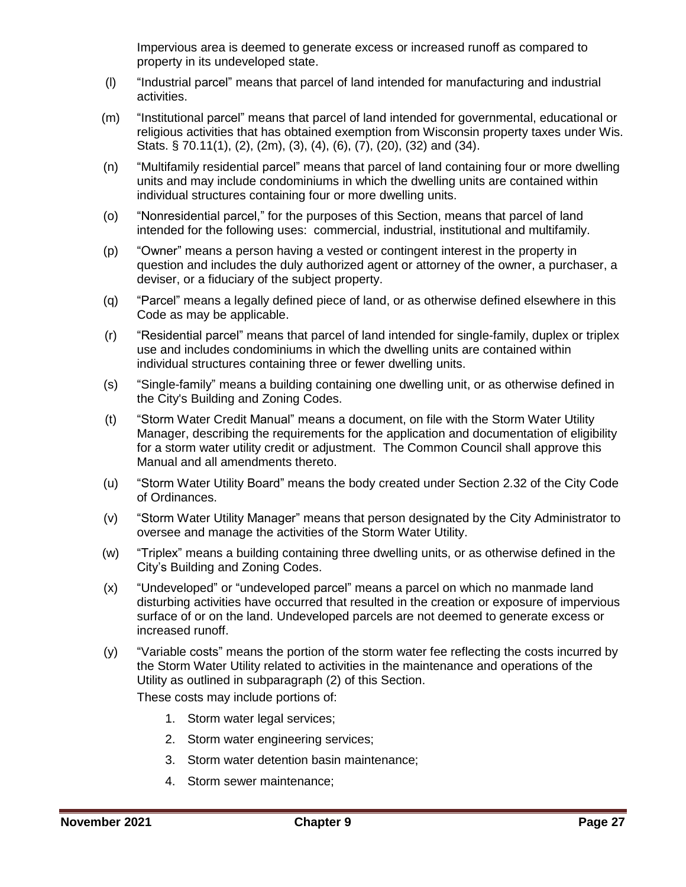Impervious area is deemed to generate excess or increased runoff as compared to property in its undeveloped state.

(l) “Industrial parcel” means that parcel of land intended for manufacturing and industrial activities.

(m) “Institutional parcel” means that parcel of land intended for governmental, educational or religious activities that has obtained exemption from Wisconsin property taxes under Wis. Stats. § 70.11(1), (2), (2m), (3), (4), (6), (7), (20), (32) and (34).

(n) “Multifamily residential parcel” means that parcel of land containing four or more dwelling units and may include condominiums in which the dwelling units are contained within individual structures containing four or more dwelling units.

(o) “Nonresidential parcel,” for the purposes of this Section, means that parcel of land intended for the following uses: commercial, industrial, institutional and multifamily.

(p) “Owner” means a person having a vested or contingent interest in the property in question and includes the duly authorized agent or attorney of the owner, a purchaser, a deviser, or a fiduciary of the subject property.

(q) “Parcel” means a legally defined piece of land, or as otherwise defined elsewhere in this Code as may be applicable.

(r) “Residential parcel” means that parcel of land intended for single-family, duplex or triplex use and includes condominiums in which the dwelling units are contained within individual structures containing three or fewer dwelling units.

(s) “Single-family” means a building containing one dwelling unit, or as otherwise defined in the City's Building and Zoning Codes.

(t) “Storm Water Credit Manual” means a document, on file with the Storm Water Utility Manager, describing the requirements for the application and documentation of eligibility for a storm water utility credit or adjustment. The Common Council shall approve this Manual and all amendments thereto.

(u) “Storm Water Utility Board” means the body created under Section 2.32 of the City Code of Ordinances.

(v) “Storm Water Utility Manager” means that person designated by the City Administrator to oversee and manage the activities of the Storm Water Utility.

(w) “Triplex” means a building containing three dwelling units, or as otherwise defined in the City’s Building and Zoning Codes.

(x) “Undeveloped” or “undeveloped parcel” means a parcel on which no manmade land disturbing activities have occurred that resulted in the creation or exposure of impervious surface of or on the land. Undeveloped parcels are not deemed to generate excess or increased runoff.

(y) “Variable costs” means the portion of the storm water fee reflecting the costs incurred by the Storm Water Utility related to activities in the maintenance and operations of the Utility as outlined in subparagraph (2) of this Section.

These costs may include portions of:

1. Storm water legal services;
2. Storm water engineering services;
3. Storm water detention basin maintenance;
4. Storm sewer maintenance;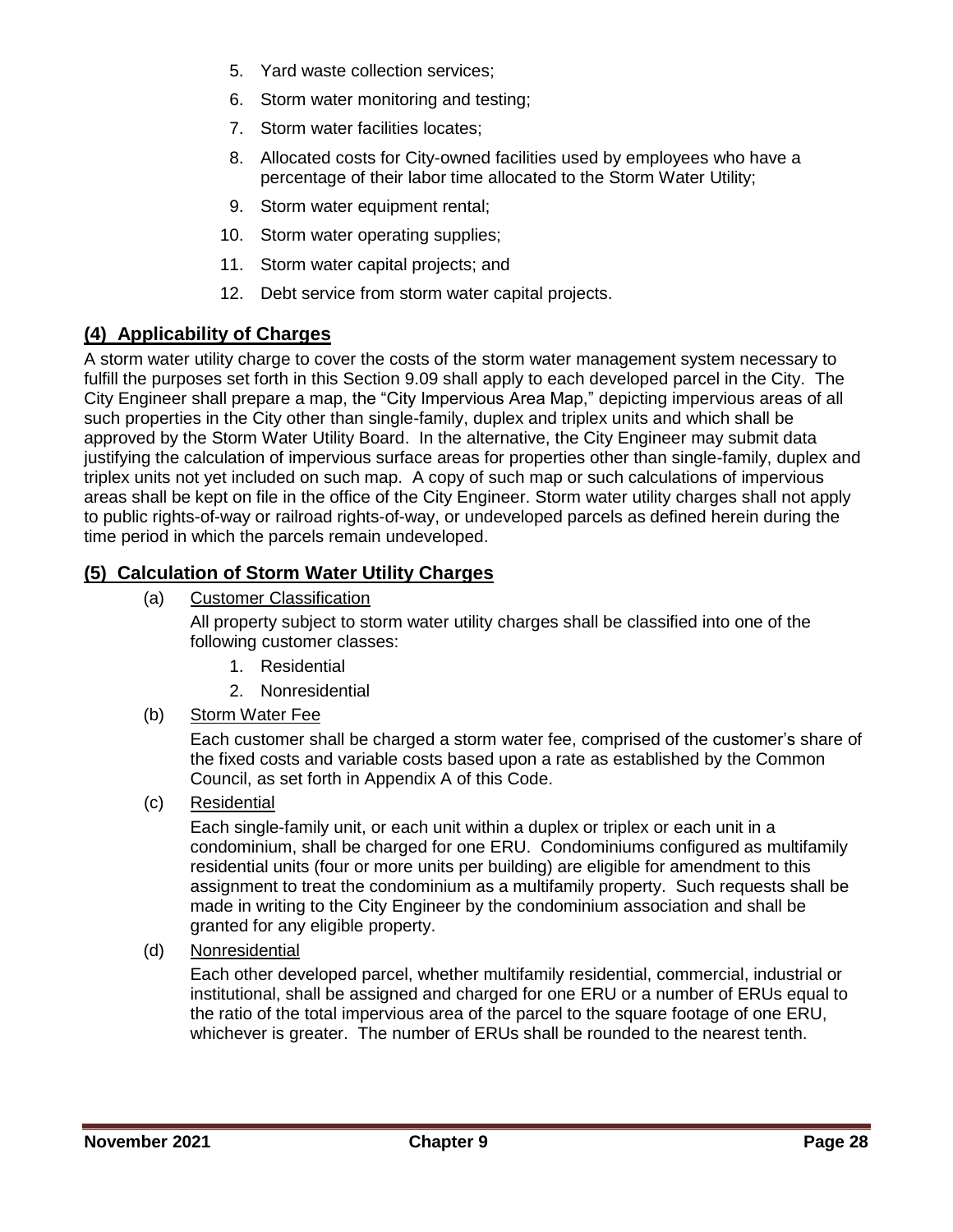5. Yard waste collection services;
6. Storm water monitoring and testing;
7. Storm water facilities locates;
8. Allocated costs for City-owned facilities used by employees who have a percentage of their labor time allocated to the Storm Water Utility;
9. Storm water equipment rental;
10. Storm water operating supplies;
11. Storm water capital projects; and
12. Debt service from storm water capital projects.

## (4) Applicability of Charges

A storm water utility charge to cover the costs of the storm water management system necessary to fulfill the purposes set forth in this Section 9.09 shall apply to each developed parcel in the City. The City Engineer shall prepare a map, the "City Impervious Area Map," depicting impervious areas of all such properties in the City other than single-family, duplex and triplex units and which shall be approved by the Storm Water Utility Board. In the alternative, the City Engineer may submit data justifying the calculation of impervious surface areas for properties other than single-family, duplex and triplex units not yet included on such map. A copy of such map or such calculations of impervious areas shall be kept on file in the office of the City Engineer. Storm water utility charges shall not apply to public rights-of-way or railroad rights-of-way, or undeveloped parcels as defined herein during the time period in which the parcels remain undeveloped.

## (5) Calculation of Storm Water Utility Charges

(a) Customer Classification

All property subject to storm water utility charges shall be classified into one of the following customer classes:

1. Residential
2. Nonresidential

(b) Storm Water Fee

Each customer shall be charged a storm water fee, comprised of the customer's share of the fixed costs and variable costs based upon a rate as established by the Common Council, as set forth in Appendix A of this Code.

(c) Residential

Each single-family unit, or each unit within a duplex or triplex or each unit in a condominium, shall be charged for one ERU. Condominiums configured as multifamily residential units (four or more units per building) are eligible for amendment to this assignment to treat the condominium as a multifamily property. Such requests shall be made in writing to the City Engineer by the condominium association and shall be granted for any eligible property.

(d) Nonresidential

Each other developed parcel, whether multifamily residential, commercial, industrial or institutional, shall be assigned and charged for one ERU or a number of ERUs equal to the ratio of the total impervious area of the parcel to the square footage of one ERU, whichever is greater. The number of ERUs shall be rounded to the nearest tenth.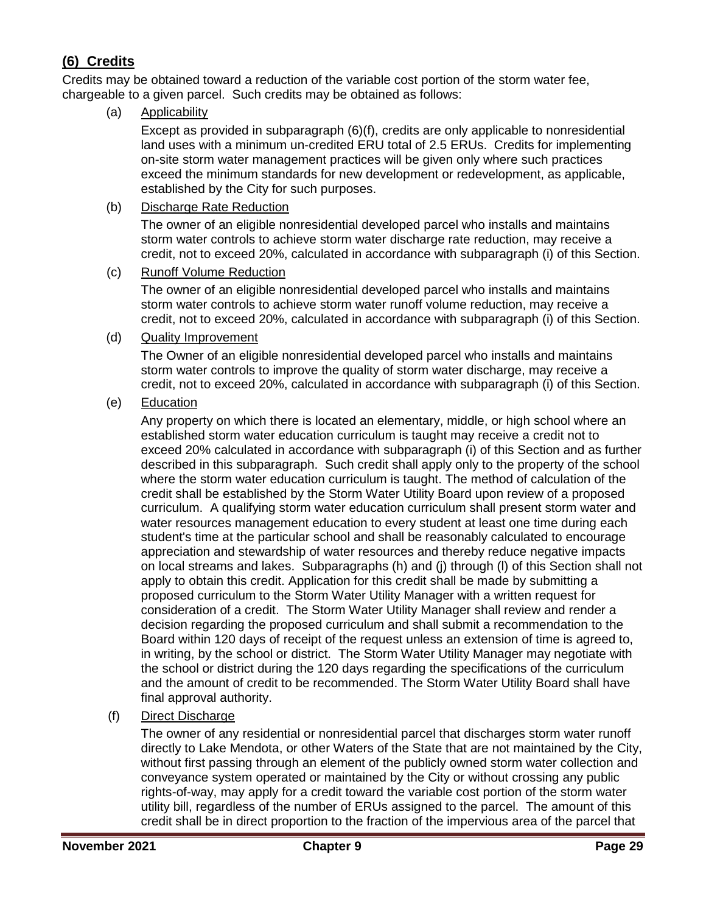## (6) Credits

Credits may be obtained toward a reduction of the variable cost portion of the storm water fee, chargeable to a given parcel. Such credits may be obtained as follows:

(a) Applicability

Except as provided in subparagraph (6)(f), credits are only applicable to nonresidential land uses with a minimum un-credited ERU total of 2.5 ERUs. Credits for implementing on-site storm water management practices will be given only where such practices exceed the minimum standards for new development or redevelopment, as applicable, established by the City for such purposes.

(b) Discharge Rate Reduction

The owner of an eligible nonresidential developed parcel who installs and maintains storm water controls to achieve storm water discharge rate reduction, may receive a credit, not to exceed 20%, calculated in accordance with subparagraph (i) of this Section.

(c) Runoff Volume Reduction

The owner of an eligible nonresidential developed parcel who installs and maintains storm water controls to achieve storm water runoff volume reduction, may receive a credit, not to exceed 20%, calculated in accordance with subparagraph (i) of this Section.

(d) Quality Improvement

The Owner of an eligible nonresidential developed parcel who installs and maintains storm water controls to improve the quality of storm water discharge, may receive a credit, not to exceed 20%, calculated in accordance with subparagraph (i) of this Section.

(e) Education

Any property on which there is located an elementary, middle, or high school where an established storm water education curriculum is taught may receive a credit not to exceed 20% calculated in accordance with subparagraph (i) of this Section and as further described in this subparagraph. Such credit shall apply only to the property of the school where the storm water education curriculum is taught. The method of calculation of the credit shall be established by the Storm Water Utility Board upon review of a proposed curriculum. A qualifying storm water education curriculum shall present storm water and water resources management education to every student at least one time during each student's time at the particular school and shall be reasonably calculated to encourage appreciation and stewardship of water resources and thereby reduce negative impacts on local streams and lakes. Subparagraphs (h) and (j) through (l) of this Section shall not apply to obtain this credit. Application for this credit shall be made by submitting a proposed curriculum to the Storm Water Utility Manager with a written request for consideration of a credit. The Storm Water Utility Manager shall review and render a decision regarding the proposed curriculum and shall submit a recommendation to the Board within 120 days of receipt of the request unless an extension of time is agreed to, in writing, by the school or district. The Storm Water Utility Manager may negotiate with the school or district during the 120 days regarding the specifications of the curriculum and the amount of credit to be recommended. The Storm Water Utility Board shall have final approval authority.

(f) Direct Discharge

The owner of any residential or nonresidential parcel that discharges storm water runoff directly to Lake Mendota, or other Waters of the State that are not maintained by the City, without first passing through an element of the publicly owned storm water collection and conveyance system operated or maintained by the City or without crossing any public rights-of-way, may apply for a credit toward the variable cost portion of the storm water utility bill, regardless of the number of ERUs assigned to the parcel. The amount of this credit shall be in direct proportion to the fraction of the impervious area of the parcel that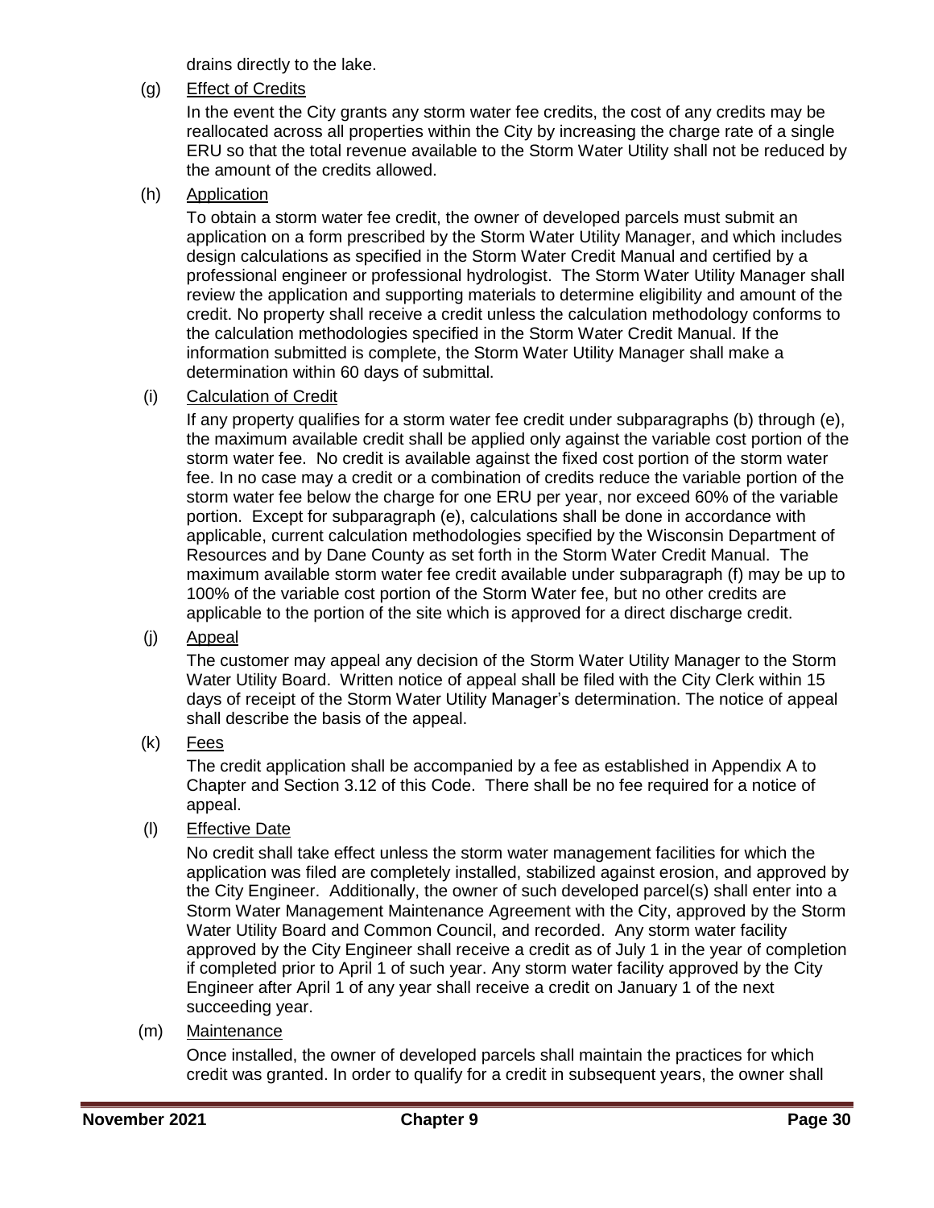drains directly to the lake.

(g) Effect of Credits

In the event the City grants any storm water fee credits, the cost of any credits may be reallocated across all properties within the City by increasing the charge rate of a single ERU so that the total revenue available to the Storm Water Utility shall not be reduced by the amount of the credits allowed.

(h) Application

To obtain a storm water fee credit, the owner of developed parcels must submit an application on a form prescribed by the Storm Water Utility Manager, and which includes design calculations as specified in the Storm Water Credit Manual and certified by a professional engineer or professional hydrologist. The Storm Water Utility Manager shall review the application and supporting materials to determine eligibility and amount of the credit. No property shall receive a credit unless the calculation methodology conforms to the calculation methodologies specified in the Storm Water Credit Manual. If the information submitted is complete, the Storm Water Utility Manager shall make a determination within 60 days of submittal.

(i) Calculation of Credit

If any property qualifies for a storm water fee credit under subparagraphs (b) through (e), the maximum available credit shall be applied only against the variable cost portion of the storm water fee. No credit is available against the fixed cost portion of the storm water fee. In no case may a credit or a combination of credits reduce the variable portion of the storm water fee below the charge for one ERU per year, nor exceed 60% of the variable portion. Except for subparagraph (e), calculations shall be done in accordance with applicable, current calculation methodologies specified by the Wisconsin Department of Resources and by Dane County as set forth in the Storm Water Credit Manual. The maximum available storm water fee credit available under subparagraph (f) may be up to 100% of the variable cost portion of the Storm Water fee, but no other credits are applicable to the portion of the site which is approved for a direct discharge credit.

(j) Appeal

The customer may appeal any decision of the Storm Water Utility Manager to the Storm Water Utility Board. Written notice of appeal shall be filed with the City Clerk within 15 days of receipt of the Storm Water Utility Manager's determination. The notice of appeal shall describe the basis of the appeal.

(k) Fees

The credit application shall be accompanied by a fee as established in Appendix A to Chapter and Section 3.12 of this Code. There shall be no fee required for a notice of appeal.

(l) Effective Date

No credit shall take effect unless the storm water management facilities for which the application was filed are completely installed, stabilized against erosion, and approved by the City Engineer. Additionally, the owner of such developed parcel(s) shall enter into a Storm Water Management Maintenance Agreement with the City, approved by the Storm Water Utility Board and Common Council, and recorded. Any storm water facility approved by the City Engineer shall receive a credit as of July 1 in the year of completion if completed prior to April 1 of such year. Any storm water facility approved by the City Engineer after April 1 of any year shall receive a credit on January 1 of the next succeeding year.

(m) Maintenance

Once installed, the owner of developed parcels shall maintain the practices for which credit was granted. In order to qualify for a credit in subsequent years, the owner shall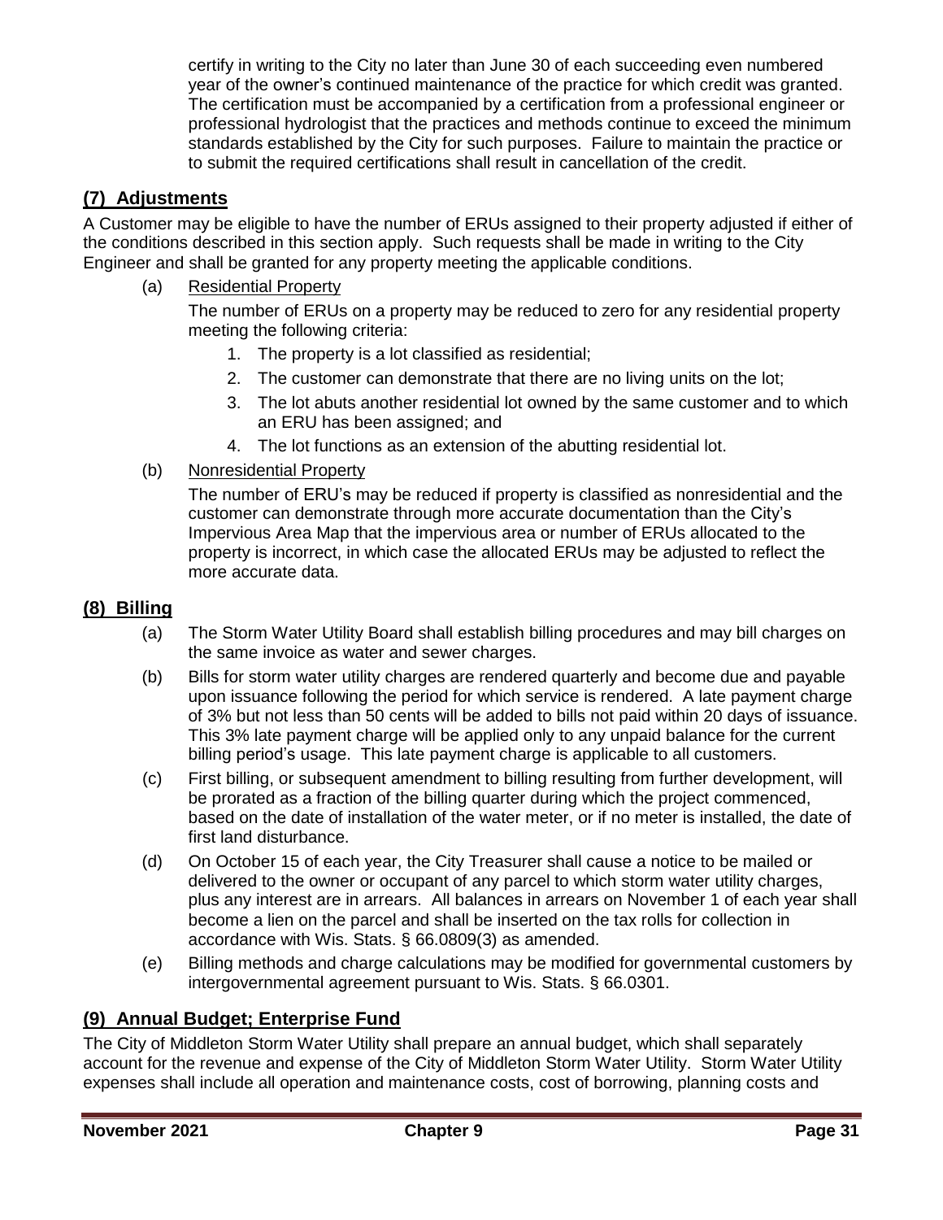certify in writing to the City no later than June 30 of each succeeding even numbered year of the owner's continued maintenance of the practice for which credit was granted. The certification must be accompanied by a certification from a professional engineer or professional hydrologist that the practices and methods continue to exceed the minimum standards established by the City for such purposes. Failure to maintain the practice or to submit the required certifications shall result in cancellation of the credit.

## (7) Adjustments

A Customer may be eligible to have the number of ERUs assigned to their property adjusted if either of the conditions described in this section apply. Such requests shall be made in writing to the City Engineer and shall be granted for any property meeting the applicable conditions.

(a) Residential Property

The number of ERUs on a property may be reduced to zero for any residential property meeting the following criteria:

1. The property is a lot classified as residential;
2. The customer can demonstrate that there are no living units on the lot;
3. The lot abuts another residential lot owned by the same customer and to which an ERU has been assigned; and
4. The lot functions as an extension of the abutting residential lot.

(b) Nonresidential Property

The number of ERU's may be reduced if property is classified as nonresidential and the customer can demonstrate through more accurate documentation than the City's Impervious Area Map that the impervious area or number of ERUs allocated to the property is incorrect, in which case the allocated ERUs may be adjusted to reflect the more accurate data.

## (8) Billing

(a) The Storm Water Utility Board shall establish billing procedures and may bill charges on the same invoice as water and sewer charges.

(b) Bills for storm water utility charges are rendered quarterly and become due and payable upon issuance following the period for which service is rendered. A late payment charge of 3% but not less than 50 cents will be added to bills not paid within 20 days of issuance. This 3% late payment charge will be applied only to any unpaid balance for the current billing period's usage. This late payment charge is applicable to all customers.

(c) First billing, or subsequent amendment to billing resulting from further development, will be prorated as a fraction of the billing quarter during which the project commenced, based on the date of installation of the water meter, or if no meter is installed, the date of first land disturbance.

(d) On October 15 of each year, the City Treasurer shall cause a notice to be mailed or delivered to the owner or occupant of any parcel to which storm water utility charges, plus any interest are in arrears. All balances in arrears on November 1 of each year shall become a lien on the parcel and shall be inserted on the tax rolls for collection in accordance with Wis. Stats. § 66.0809(3) as amended.

(e) Billing methods and charge calculations may be modified for governmental customers by intergovernmental agreement pursuant to Wis. Stats. § 66.0301.

## (9) Annual Budget; Enterprise Fund

The City of Middleton Storm Water Utility shall prepare an annual budget, which shall separately account for the revenue and expense of the City of Middleton Storm Water Utility. Storm Water Utility expenses shall include all operation and maintenance costs, cost of borrowing, planning costs and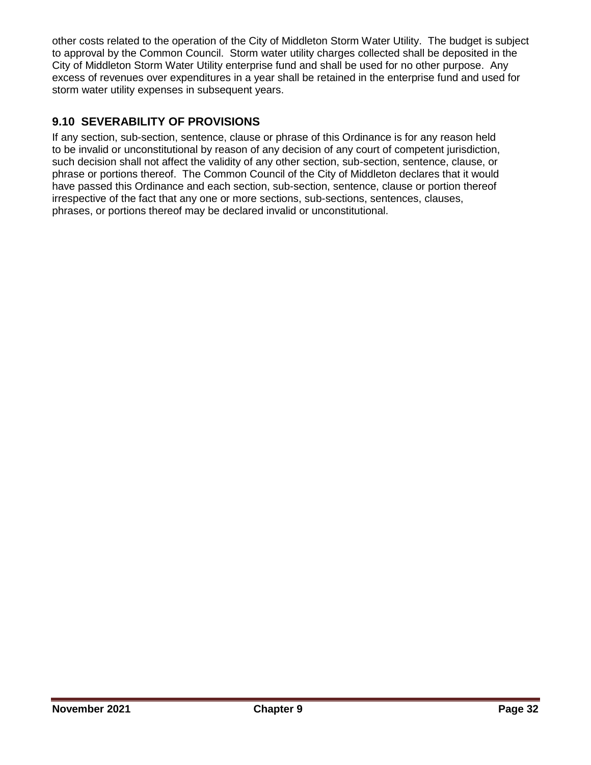other costs related to the operation of the City of Middleton Storm Water Utility. The budget is subject to approval by the Common Council. Storm water utility charges collected shall be deposited in the City of Middleton Storm Water Utility enterprise fund and shall be used for no other purpose. Any excess of revenues over expenditures in a year shall be retained in the enterprise fund and used for storm water utility expenses in subsequent years.

## 9.10 SEVERABILITY OF PROVISIONS

If any section, sub-section, sentence, clause or phrase of this Ordinance is for any reason held to be invalid or unconstitutional by reason of any decision of any court of competent jurisdiction, such decision shall not affect the validity of any other section, sub-section, sentence, clause, or phrase or portions thereof. The Common Council of the City of Middleton declares that it would have passed this Ordinance and each section, sub-section, sentence, clause or portion thereof irrespective of the fact that any one or more sections, sub-sections, sentences, clauses, phrases, or portions thereof may be declared invalid or unconstitutional.